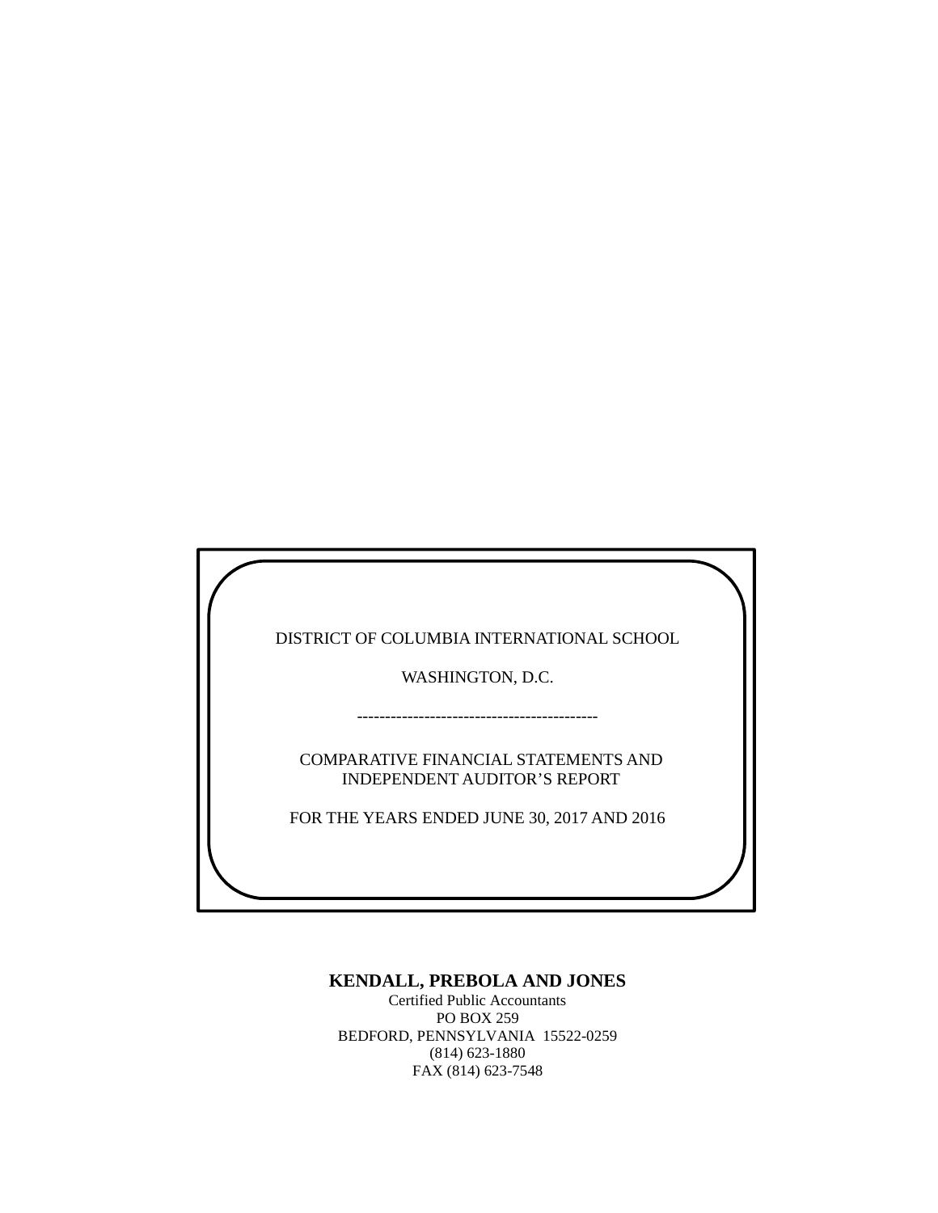DISTRICT OF COLUMBIA INTERNATIONAL SCHOOL

WASHINGTON, D.C.

---

COMPARATIVE FINANCIAL STATEMENTS AND
INDEPENDENT AUDITOR'S REPORT

FOR THE YEARS ENDED JUNE 30, 2017 AND 2016

**KENDALL, PREBOLA AND JONES**
Certified Public Accountants
PO BOX 259
BEDFORD, PENNSYLVANIA 15522-0259
(814) 623-1880
FAX (814) 623-7548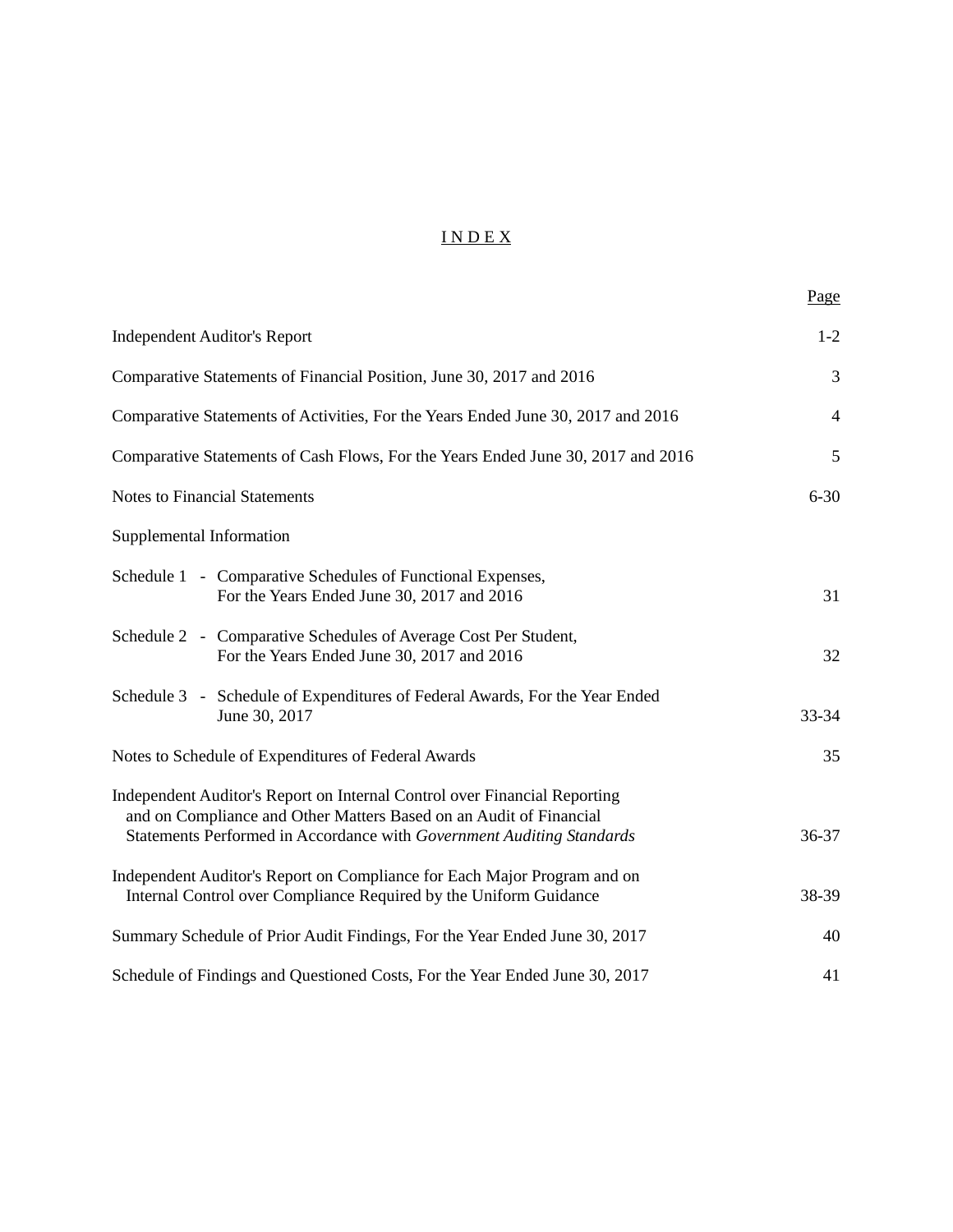# INDEX

| | Page |
|---|---|
| Independent Auditor's Report | 1-2 |
| Comparative Statements of Financial Position, June 30, 2017 and 2016 | 3 |
| Comparative Statements of Activities, For the Years Ended June 30, 2017 and 2016 | 4 |
| Comparative Statements of Cash Flows, For the Years Ended June 30, 2017 and 2016 | 5 |
| Notes to Financial Statements | 6-30 |
| Supplemental Information | |
| Schedule 1 - Comparative Schedules of Functional Expenses, For the Years Ended June 30, 2017 and 2016 | 31 |
| Schedule 2 - Comparative Schedules of Average Cost Per Student, For the Years Ended June 30, 2017 and 2016 | 32 |
| Schedule 3 - Schedule of Expenditures of Federal Awards, For the Year Ended June 30, 2017 | 33-34 |
| Notes to Schedule of Expenditures of Federal Awards | 35 |
| Independent Auditor's Report on Internal Control over Financial Reporting and on Compliance and Other Matters Based on an Audit of Financial Statements Performed in Accordance with *Government Auditing Standards* | 36-37 |
| Independent Auditor's Report on Compliance for Each Major Program and on Internal Control over Compliance Required by the Uniform Guidance | 38-39 |
| Summary Schedule of Prior Audit Findings, For the Year Ended June 30, 2017 | 40 |
| Schedule of Findings and Questioned Costs, For the Year Ended June 30, 2017 | 41 |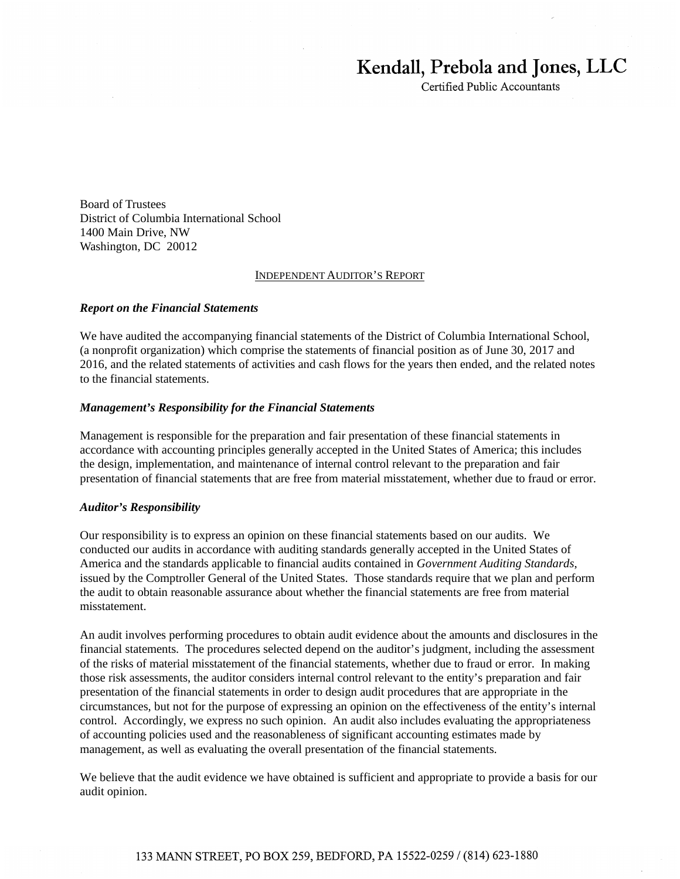# Kendall, Prebola and Jones, LLC

Certified Public Accountants

Board of Trustees
District of Columbia International School
1400 Main Drive, NW
Washington, DC 20012

INDEPENDENT AUDITOR'S REPORT

***Report on the Financial Statements***

We have audited the accompanying financial statements of the District of Columbia International School, (a nonprofit organization) which comprise the statements of financial position as of June 30, 2017 and 2016, and the related statements of activities and cash flows for the years then ended, and the related notes to the financial statements.

***Management's Responsibility for the Financial Statements***

Management is responsible for the preparation and fair presentation of these financial statements in accordance with accounting principles generally accepted in the United States of America; this includes the design, implementation, and maintenance of internal control relevant to the preparation and fair presentation of financial statements that are free from material misstatement, whether due to fraud or error.

***Auditor's Responsibility***

Our responsibility is to express an opinion on these financial statements based on our audits. We conducted our audits in accordance with auditing standards generally accepted in the United States of America and the standards applicable to financial audits contained in *Government Auditing Standards*, issued by the Comptroller General of the United States. Those standards require that we plan and perform the audit to obtain reasonable assurance about whether the financial statements are free from material misstatement.

An audit involves performing procedures to obtain audit evidence about the amounts and disclosures in the financial statements. The procedures selected depend on the auditor's judgment, including the assessment of the risks of material misstatement of the financial statements, whether due to fraud or error. In making those risk assessments, the auditor considers internal control relevant to the entity's preparation and fair presentation of the financial statements in order to design audit procedures that are appropriate in the circumstances, but not for the purpose of expressing an opinion on the effectiveness of the entity's internal control. Accordingly, we express no such opinion. An audit also includes evaluating the appropriateness of accounting policies used and the reasonableness of significant accounting estimates made by management, as well as evaluating the overall presentation of the financial statements.

We believe that the audit evidence we have obtained is sufficient and appropriate to provide a basis for our audit opinion.

133 MANN STREET, PO BOX 259, BEDFORD, PA 15522-0259 / (814) 623-1880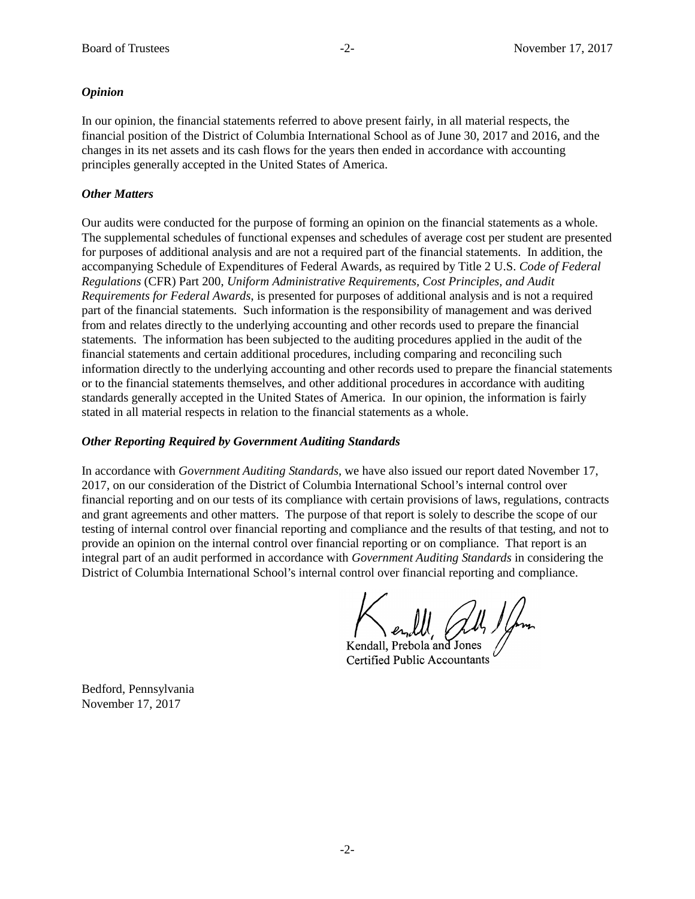***Opinion***

In our opinion, the financial statements referred to above present fairly, in all material respects, the financial position of the District of Columbia International School as of June 30, 2017 and 2016, and the changes in its net assets and its cash flows for the years then ended in accordance with accounting principles generally accepted in the United States of America.

***Other Matters***

Our audits were conducted for the purpose of forming an opinion on the financial statements as a whole. The supplemental schedules of functional expenses and schedules of average cost per student are presented for purposes of additional analysis and are not a required part of the financial statements. In addition, the accompanying Schedule of Expenditures of Federal Awards, as required by Title 2 U.S. *Code of Federal Regulations* (CFR) Part 200, *Uniform Administrative Requirements, Cost Principles, and Audit Requirements for Federal Awards*, is presented for purposes of additional analysis and is not a required part of the financial statements. Such information is the responsibility of management and was derived from and relates directly to the underlying accounting and other records used to prepare the financial statements. The information has been subjected to the auditing procedures applied in the audit of the financial statements and certain additional procedures, including comparing and reconciling such information directly to the underlying accounting and other records used to prepare the financial statements or to the financial statements themselves, and other additional procedures in accordance with auditing standards generally accepted in the United States of America. In our opinion, the information is fairly stated in all material respects in relation to the financial statements as a whole.

***Other Reporting Required by Government Auditing Standards***

In accordance with *Government Auditing Standards*, we have also issued our report dated November 17, 2017, on our consideration of the District of Columbia International School's internal control over financial reporting and on our tests of its compliance with certain provisions of laws, regulations, contracts and grant agreements and other matters. The purpose of that report is solely to describe the scope of our testing of internal control over financial reporting and compliance and the results of that testing, and not to provide an opinion on the internal control over financial reporting or on compliance. That report is an integral part of an audit performed in accordance with *Government Auditing Standards* in considering the District of Columbia International School's internal control over financial reporting and compliance.

Kendall, Prebola and Jones
Certified Public Accountants

Bedford, Pennsylvania
November 17, 2017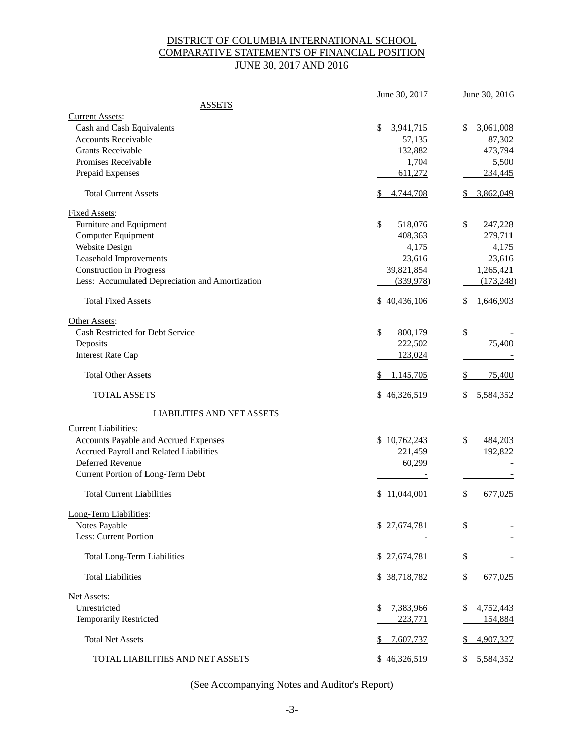# DISTRICT OF COLUMBIA INTERNATIONAL SCHOOL
## COMPARATIVE STATEMENTS OF FINANCIAL POSITION
## JUNE 30, 2017 AND 2016

| | June 30, 2017 | June 30, 2016 |
|---|---|---|
| **ASSETS** | | |
| Current Assets: | | |
| Cash and Cash Equivalents | $ 3,941,715 | $ 3,061,008 |
| Accounts Receivable | 57,135 | 87,302 |
| Grants Receivable | 132,882 | 473,794 |
| Promises Receivable | 1,704 | 5,500 |
| Prepaid Expenses | 611,272 | 234,445 |
| Total Current Assets | $ 4,744,708 | $ 3,862,049 |
| Fixed Assets: | | |
| Furniture and Equipment | $ 518,076 | $ 247,228 |
| Computer Equipment | 408,363 | 279,711 |
| Website Design | 4,175 | 4,175 |
| Leasehold Improvements | 23,616 | 23,616 |
| Construction in Progress | 39,821,854 | 1,265,421 |
| Less: Accumulated Depreciation and Amortization | (339,978) | (173,248) |
| Total Fixed Assets | $ 40,436,106 | $ 1,646,903 |
| Other Assets: | | |
| Cash Restricted for Debt Service | $ 800,179 | $ - |
| Deposits | 222,502 | 75,400 |
| Interest Rate Cap | 123,024 | - |
| Total Other Assets | $ 1,145,705 | $ 75,400 |
| TOTAL ASSETS | $ 46,326,519 | $ 5,584,352 |
| **LIABILITIES AND NET ASSETS** | | |
| Current Liabilities: | | |
| Accounts Payable and Accrued Expenses | $ 10,762,243 | $ 484,203 |
| Accrued Payroll and Related Liabilities | 221,459 | 192,822 |
| Deferred Revenue | 60,299 | - |
| Current Portion of Long-Term Debt | - | - |
| Total Current Liabilities | $ 11,044,001 | $ 677,025 |
| Long-Term Liabilities: | | |
| Notes Payable | $ 27,674,781 | $ - |
| Less: Current Portion | - | - |
| Total Long-Term Liabilities | $ 27,674,781 | $ - |
| Total Liabilities | $ 38,718,782 | $ 677,025 |
| Net Assets: | | |
| Unrestricted | $ 7,383,966 | $ 4,752,443 |
| Temporarily Restricted | 223,771 | 154,884 |
| Total Net Assets | $ 7,607,737 | $ 4,907,327 |
| TOTAL LIABILITIES AND NET ASSETS | $ 46,326,519 | $ 5,584,352 |

(See Accompanying Notes and Auditor's Report)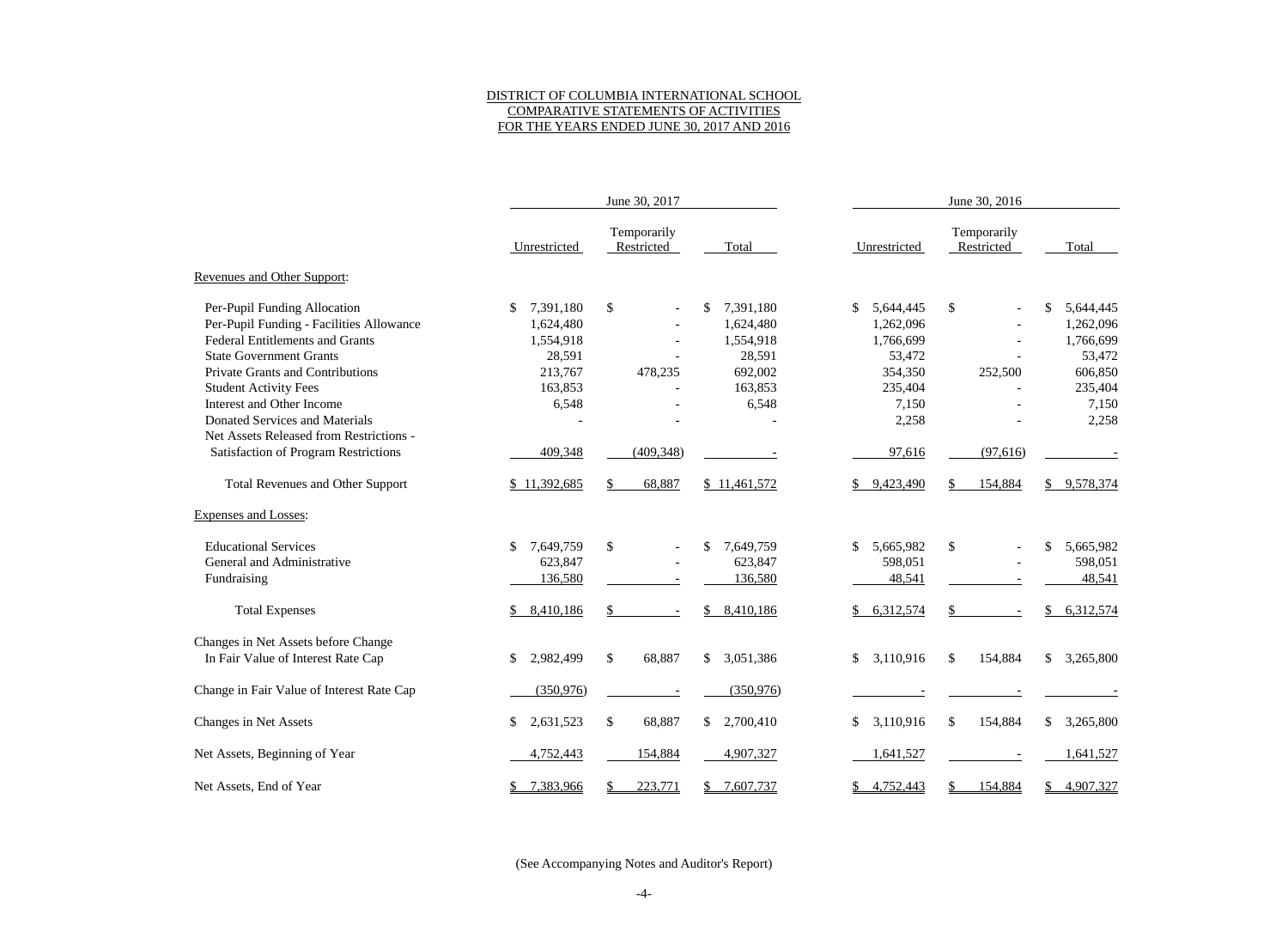# DISTRICT OF COLUMBIA INTERNATIONAL SCHOOL
## COMPARATIVE STATEMENTS OF ACTIVITIES
## FOR THE YEARS ENDED JUNE 30, 2017 AND 2016

| | June 30, 2017 | | | June 30, 2016 | | |
|---|---|---|---|---|---|---|
| | Unrestricted | Temporarily Restricted | Total | Unrestricted | Temporarily Restricted | Total |
| Revenues and Other Support: | | | | | | |
| Per-Pupil Funding Allocation | $ 7,391,180 | $ - | $ 7,391,180 | $ 5,644,445 | $ - | $ 5,644,445 |
| Per-Pupil Funding - Facilities Allowance | 1,624,480 | - | 1,624,480 | 1,262,096 | - | 1,262,096 |
| Federal Entitlements and Grants | 1,554,918 | - | 1,554,918 | 1,766,699 | - | 1,766,699 |
| State Government Grants | 28,591 | - | 28,591 | 53,472 | - | 53,472 |
| Private Grants and Contributions | 213,767 | 478,235 | 692,002 | 354,350 | 252,500 | 606,850 |
| Student Activity Fees | 163,853 | - | 163,853 | 235,404 | - | 235,404 |
| Interest and Other Income | 6,548 | - | 6,548 | 7,150 | - | 7,150 |
| Donated Services and Materials | - | - | - | 2,258 | - | 2,258 |
| Net Assets Released from Restrictions - Satisfaction of Program Restrictions | 409,348 | (409,348) | - | 97,616 | (97,616) | - |
| Total Revenues and Other Support | $ 11,392,685 | $ 68,887 | $ 11,461,572 | $ 9,423,490 | $ 154,884 | $ 9,578,374 |
| Expenses and Losses: | | | | | | |
| Educational Services | $ 7,649,759 | $ - | $ 7,649,759 | $ 5,665,982 | $ - | $ 5,665,982 |
| General and Administrative | 623,847 | - | 623,847 | 598,051 | - | 598,051 |
| Fundraising | 136,580 | - | 136,580 | 48,541 | - | 48,541 |
| Total Expenses | $ 8,410,186 | $ - | $ 8,410,186 | $ 6,312,574 | $ - | $ 6,312,574 |
| Changes in Net Assets before Change In Fair Value of Interest Rate Cap | $ 2,982,499 | $ 68,887 | $ 3,051,386 | $ 3,110,916 | $ 154,884 | $ 3,265,800 |
| Change in Fair Value of Interest Rate Cap | (350,976) | - | (350,976) | - | - | - |
| Changes in Net Assets | $ 2,631,523 | $ 68,887 | $ 2,700,410 | $ 3,110,916 | $ 154,884 | $ 3,265,800 |
| Net Assets, Beginning of Year | 4,752,443 | 154,884 | 4,907,327 | 1,641,527 | - | 1,641,527 |
| Net Assets, End of Year | $ 7,383,966 | $ 223,771 | $ 7,607,737 | $ 4,752,443 | $ 154,884 | $ 4,907,327 |

(See Accompanying Notes and Auditor's Report)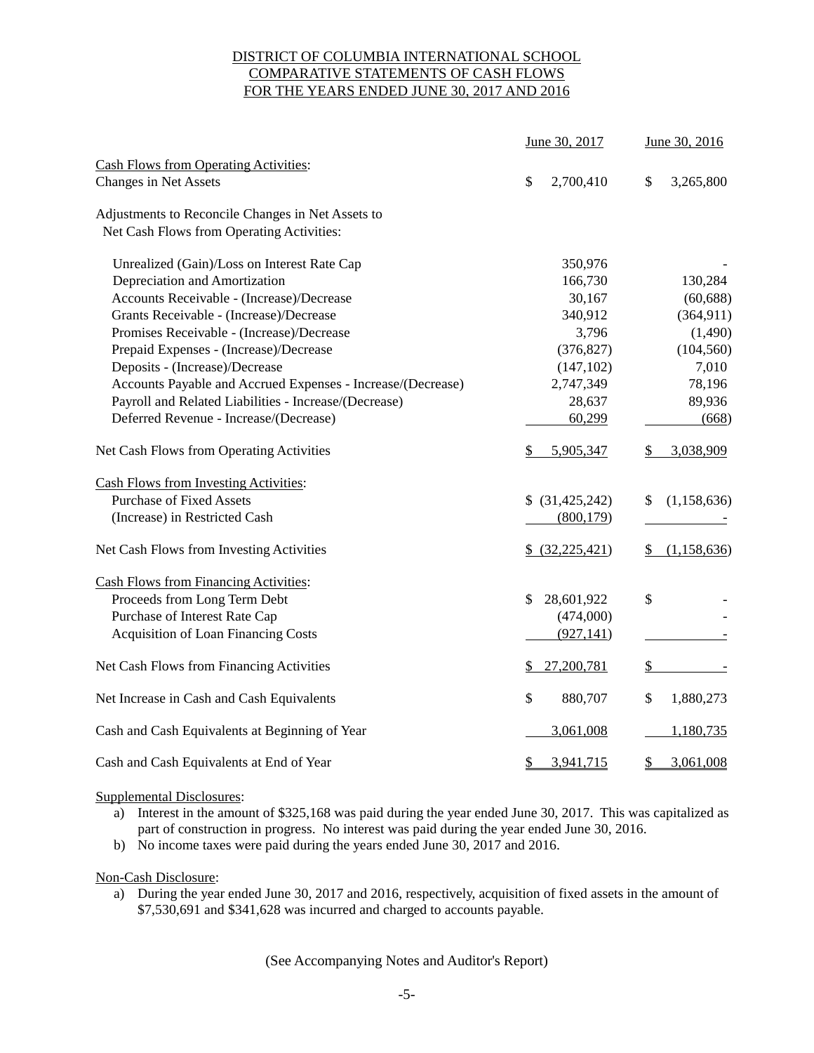# DISTRICT OF COLUMBIA INTERNATIONAL SCHOOL
## COMPARATIVE STATEMENTS OF CASH FLOWS
## FOR THE YEARS ENDED JUNE 30, 2017 AND 2016

| | June 30, 2017 | June 30, 2016 |
|---|---|---|
| **Cash Flows from Operating Activities:** | | |
| Changes in Net Assets | $ 2,700,410 | $ 3,265,800 |
| Adjustments to Reconcile Changes in Net Assets to Net Cash Flows from Operating Activities: | | |
| Unrealized (Gain)/Loss on Interest Rate Cap | 350,976 | - |
| Depreciation and Amortization | 166,730 | 130,284 |
| Accounts Receivable - (Increase)/Decrease | 30,167 | (60,688) |
| Grants Receivable - (Increase)/Decrease | 340,912 | (364,911) |
| Promises Receivable - (Increase)/Decrease | 3,796 | (1,490) |
| Prepaid Expenses - (Increase)/Decrease | (376,827) | (104,560) |
| Deposits - (Increase)/Decrease | (147,102) | 7,010 |
| Accounts Payable and Accrued Expenses - Increase/(Decrease) | 2,747,349 | 78,196 |
| Payroll and Related Liabilities - Increase/(Decrease) | 28,637 | 89,936 |
| Deferred Revenue - Increase/(Decrease) | 60,299 | (668) |
| Net Cash Flows from Operating Activities | $ 5,905,347 | $ 3,038,909 |
| **Cash Flows from Investing Activities:** | | |
| Purchase of Fixed Assets | $ (31,425,242) | $ (1,158,636) |
| (Increase) in Restricted Cash | (800,179) | - |
| Net Cash Flows from Investing Activities | $ (32,225,421) | $ (1,158,636) |
| **Cash Flows from Financing Activities:** | | |
| Proceeds from Long Term Debt | $ 28,601,922 | $ - |
| Purchase of Interest Rate Cap | (474,000) | - |
| Acquisition of Loan Financing Costs | (927,141) | - |
| Net Cash Flows from Financing Activities | $ 27,200,781 | $ - |
| Net Increase in Cash and Cash Equivalents | $ 880,707 | $ 1,880,273 |
| Cash and Cash Equivalents at Beginning of Year | 3,061,008 | 1,180,735 |
| Cash and Cash Equivalents at End of Year | $ 3,941,715 | $ 3,061,008 |

Supplemental Disclosures:

a) Interest in the amount of $325,168 was paid during the year ended June 30, 2017. This was capitalized as part of construction in progress. No interest was paid during the year ended June 30, 2016.
b) No income taxes were paid during the years ended June 30, 2017 and 2016.

Non-Cash Disclosure:

a) During the year ended June 30, 2017 and 2016, respectively, acquisition of fixed assets in the amount of $7,530,691 and $341,628 was incurred and charged to accounts payable.

(See Accompanying Notes and Auditor's Report)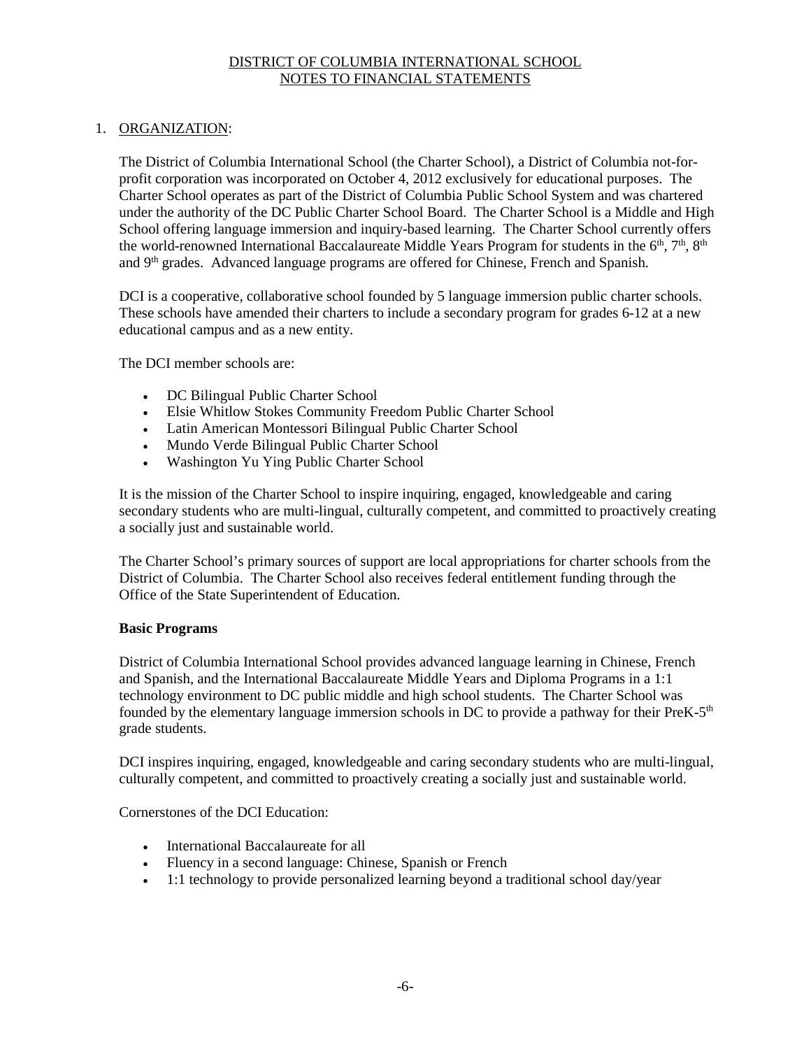# DISTRICT OF COLUMBIA INTERNATIONAL SCHOOL
## NOTES TO FINANCIAL STATEMENTS

1. ORGANIZATION:

The District of Columbia International School (the Charter School), a District of Columbia not-for-profit corporation was incorporated on October 4, 2012 exclusively for educational purposes. The Charter School operates as part of the District of Columbia Public School System and was chartered under the authority of the DC Public Charter School Board. The Charter School is a Middle and High School offering language immersion and inquiry-based learning. The Charter School currently offers the world-renowned International Baccalaureate Middle Years Program for students in the 6th, 7th, 8th and 9th grades. Advanced language programs are offered for Chinese, French and Spanish.

DCI is a cooperative, collaborative school founded by 5 language immersion public charter schools. These schools have amended their charters to include a secondary program for grades 6-12 at a new educational campus and as a new entity.

The DCI member schools are:

- DC Bilingual Public Charter School
- Elsie Whitlow Stokes Community Freedom Public Charter School
- Latin American Montessori Bilingual Public Charter School
- Mundo Verde Bilingual Public Charter School
- Washington Yu Ying Public Charter School

It is the mission of the Charter School to inspire inquiring, engaged, knowledgeable and caring secondary students who are multi-lingual, culturally competent, and committed to proactively creating a socially just and sustainable world.

The Charter School's primary sources of support are local appropriations for charter schools from the District of Columbia. The Charter School also receives federal entitlement funding through the Office of the State Superintendent of Education.

**Basic Programs**

District of Columbia International School provides advanced language learning in Chinese, French and Spanish, and the International Baccalaureate Middle Years and Diploma Programs in a 1:1 technology environment to DC public middle and high school students. The Charter School was founded by the elementary language immersion schools in DC to provide a pathway for their PreK-5th grade students.

DCI inspires inquiring, engaged, knowledgeable and caring secondary students who are multi-lingual, culturally competent, and committed to proactively creating a socially just and sustainable world.

Cornerstones of the DCI Education:

- International Baccalaureate for all
- Fluency in a second language: Chinese, Spanish or French
- 1:1 technology to provide personalized learning beyond a traditional school day/year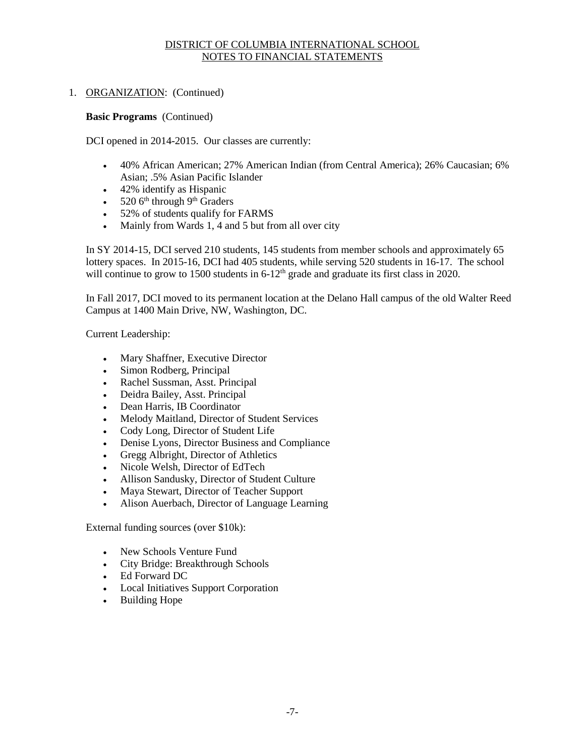1. ORGANIZATION: (Continued)

**Basic Programs** (Continued)

DCI opened in 2014-2015. Our classes are currently:

- 40% African American; 27% American Indian (from Central America); 26% Caucasian; 6% Asian; .5% Asian Pacific Islander
- 42% identify as Hispanic
- 520 6th through 9th Graders
- 52% of students qualify for FARMS
- Mainly from Wards 1, 4 and 5 but from all over city

In SY 2014-15, DCI served 210 students, 145 students from member schools and approximately 65 lottery spaces. In 2015-16, DCI had 405 students, while serving 520 students in 16-17. The school will continue to grow to 1500 students in 6-12th grade and graduate its first class in 2020.

In Fall 2017, DCI moved to its permanent location at the Delano Hall campus of the old Walter Reed Campus at 1400 Main Drive, NW, Washington, DC.

Current Leadership:

- Mary Shaffner, Executive Director
- Simon Rodberg, Principal
- Rachel Sussman, Asst. Principal
- Deidra Bailey, Asst. Principal
- Dean Harris, IB Coordinator
- Melody Maitland, Director of Student Services
- Cody Long, Director of Student Life
- Denise Lyons, Director Business and Compliance
- Gregg Albright, Director of Athletics
- Nicole Welsh, Director of EdTech
- Allison Sandusky, Director of Student Culture
- Maya Stewart, Director of Teacher Support
- Alison Auerbach, Director of Language Learning

External funding sources (over $10k):

- New Schools Venture Fund
- City Bridge: Breakthrough Schools
- Ed Forward DC
- Local Initiatives Support Corporation
- Building Hope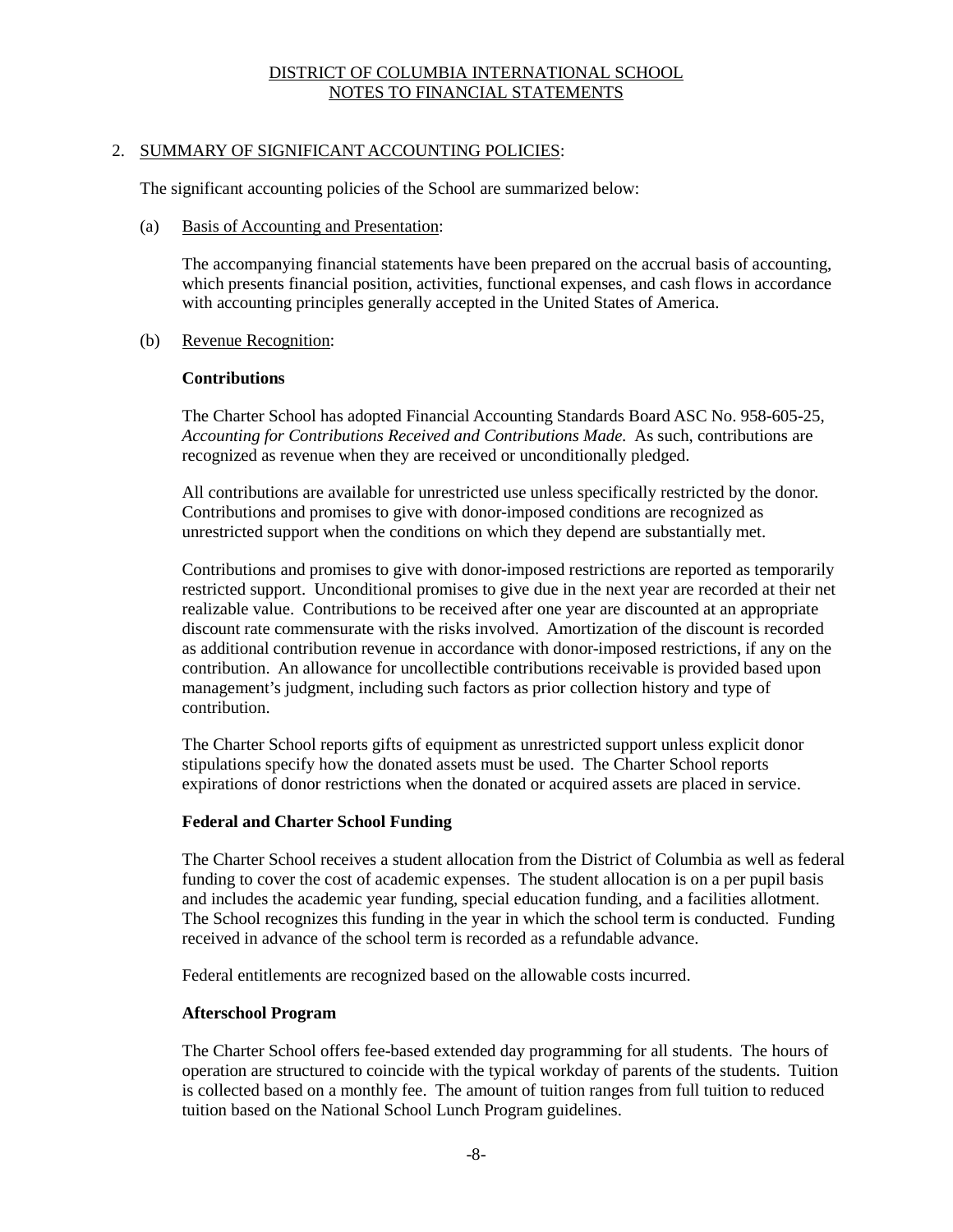DISTRICT OF COLUMBIA INTERNATIONAL SCHOOL
NOTES TO FINANCIAL STATEMENTS

2. SUMMARY OF SIGNIFICANT ACCOUNTING POLICIES:

The significant accounting policies of the School are summarized below:

(a) Basis of Accounting and Presentation:

The accompanying financial statements have been prepared on the accrual basis of accounting, which presents financial position, activities, functional expenses, and cash flows in accordance with accounting principles generally accepted in the United States of America.

(b) Revenue Recognition:

**Contributions**

The Charter School has adopted Financial Accounting Standards Board ASC No. 958-605-25, *Accounting for Contributions Received and Contributions Made.* As such, contributions are recognized as revenue when they are received or unconditionally pledged.

All contributions are available for unrestricted use unless specifically restricted by the donor. Contributions and promises to give with donor-imposed conditions are recognized as unrestricted support when the conditions on which they depend are substantially met.

Contributions and promises to give with donor-imposed restrictions are reported as temporarily restricted support. Unconditional promises to give due in the next year are recorded at their net realizable value. Contributions to be received after one year are discounted at an appropriate discount rate commensurate with the risks involved. Amortization of the discount is recorded as additional contribution revenue in accordance with donor-imposed restrictions, if any on the contribution. An allowance for uncollectible contributions receivable is provided based upon management's judgment, including such factors as prior collection history and type of contribution.

The Charter School reports gifts of equipment as unrestricted support unless explicit donor stipulations specify how the donated assets must be used. The Charter School reports expirations of donor restrictions when the donated or acquired assets are placed in service.

**Federal and Charter School Funding**

The Charter School receives a student allocation from the District of Columbia as well as federal funding to cover the cost of academic expenses. The student allocation is on a per pupil basis and includes the academic year funding, special education funding, and a facilities allotment. The School recognizes this funding in the year in which the school term is conducted. Funding received in advance of the school term is recorded as a refundable advance.

Federal entitlements are recognized based on the allowable costs incurred.

**Afterschool Program**

The Charter School offers fee-based extended day programming for all students. The hours of operation are structured to coincide with the typical workday of parents of the students. Tuition is collected based on a monthly fee. The amount of tuition ranges from full tuition to reduced tuition based on the National School Lunch Program guidelines.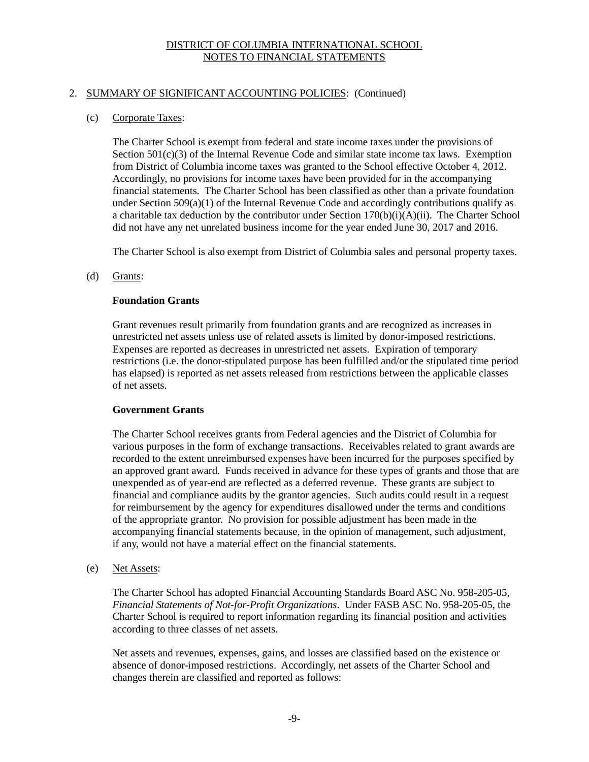DISTRICT OF COLUMBIA INTERNATIONAL SCHOOL
NOTES TO FINANCIAL STATEMENTS

## 2. SUMMARY OF SIGNIFICANT ACCOUNTING POLICIES: (Continued)

### (c) Corporate Taxes:

The Charter School is exempt from federal and state income taxes under the provisions of Section 501(c)(3) of the Internal Revenue Code and similar state income tax laws. Exemption from District of Columbia income taxes was granted to the School effective October 4, 2012. Accordingly, no provisions for income taxes have been provided for in the accompanying financial statements. The Charter School has been classified as other than a private foundation under Section 509(a)(1) of the Internal Revenue Code and accordingly contributions qualify as a charitable tax deduction by the contributor under Section 170(b)(i)(A)(ii). The Charter School did not have any net unrelated business income for the year ended June 30, 2017 and 2016.

The Charter School is also exempt from District of Columbia sales and personal property taxes.

### (d) Grants:

**Foundation Grants**

Grant revenues result primarily from foundation grants and are recognized as increases in unrestricted net assets unless use of related assets is limited by donor-imposed restrictions. Expenses are reported as decreases in unrestricted net assets. Expiration of temporary restrictions (i.e. the donor-stipulated purpose has been fulfilled and/or the stipulated time period has elapsed) is reported as net assets released from restrictions between the applicable classes of net assets.

**Government Grants**

The Charter School receives grants from Federal agencies and the District of Columbia for various purposes in the form of exchange transactions. Receivables related to grant awards are recorded to the extent unreimbursed expenses have been incurred for the purposes specified by an approved grant award. Funds received in advance for these types of grants and those that are unexpended as of year-end are reflected as a deferred revenue. These grants are subject to financial and compliance audits by the grantor agencies. Such audits could result in a request for reimbursement by the agency for expenditures disallowed under the terms and conditions of the appropriate grantor. No provision for possible adjustment has been made in the accompanying financial statements because, in the opinion of management, such adjustment, if any, would not have a material effect on the financial statements.

### (e) Net Assets:

The Charter School has adopted Financial Accounting Standards Board ASC No. 958-205-05, *Financial Statements of Not-for-Profit Organizations*. Under FASB ASC No. 958-205-05, the Charter School is required to report information regarding its financial position and activities according to three classes of net assets.

Net assets and revenues, expenses, gains, and losses are classified based on the existence or absence of donor-imposed restrictions. Accordingly, net assets of the Charter School and changes therein are classified and reported as follows: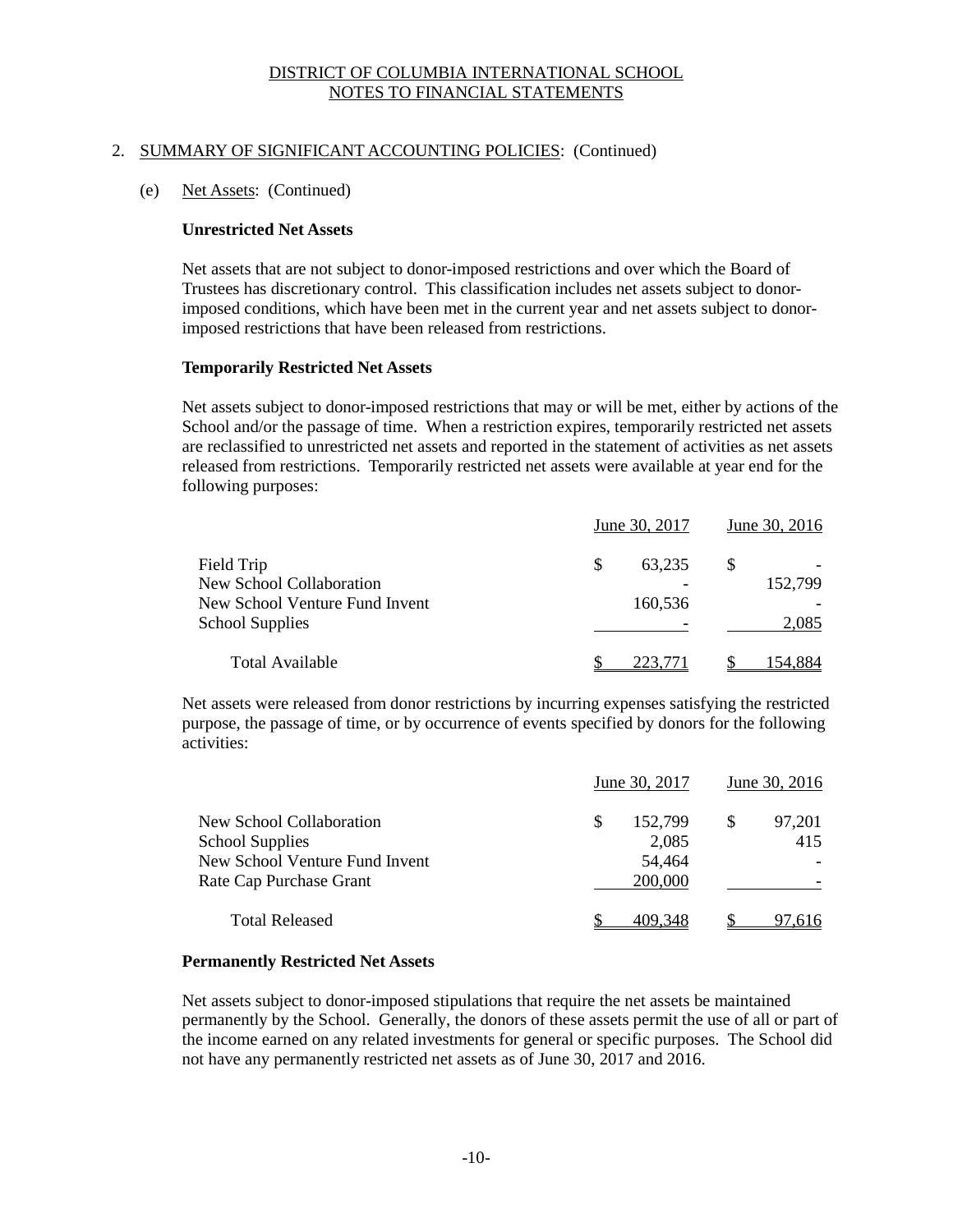DISTRICT OF COLUMBIA INTERNATIONAL SCHOOL
NOTES TO FINANCIAL STATEMENTS

2. SUMMARY OF SIGNIFICANT ACCOUNTING POLICIES: (Continued)

(e) Net Assets: (Continued)

**Unrestricted Net Assets**

Net assets that are not subject to donor-imposed restrictions and over which the Board of Trustees has discretionary control. This classification includes net assets subject to donor-imposed conditions, which have been met in the current year and net assets subject to donor-imposed restrictions that have been released from restrictions.

**Temporarily Restricted Net Assets**

Net assets subject to donor-imposed restrictions that may or will be met, either by actions of the School and/or the passage of time. When a restriction expires, temporarily restricted net assets are reclassified to unrestricted net assets and reported in the statement of activities as net assets released from restrictions. Temporarily restricted net assets were available at year end for the following purposes:

| | June 30, 2017 | June 30, 2016 |
|---|---|---|
| Field Trip | $ 63,235 | $ - |
| New School Collaboration | - | 152,799 |
| New School Venture Fund Invent | 160,536 | - |
| School Supplies | - | 2,085 |
| Total Available | $ 223,771 | $ 154,884 |

Net assets were released from donor restrictions by incurring expenses satisfying the restricted purpose, the passage of time, or by occurrence of events specified by donors for the following activities:

| | June 30, 2017 | June 30, 2016 |
|---|---|---|
| New School Collaboration | $ 152,799 | $ 97,201 |
| School Supplies | 2,085 | 415 |
| New School Venture Fund Invent | 54,464 | - |
| Rate Cap Purchase Grant | 200,000 | - |
| Total Released | $ 409,348 | $ 97,616 |

**Permanently Restricted Net Assets**

Net assets subject to donor-imposed stipulations that require the net assets be maintained permanently by the School. Generally, the donors of these assets permit the use of all or part of the income earned on any related investments for general or specific purposes. The School did not have any permanently restricted net assets as of June 30, 2017 and 2016.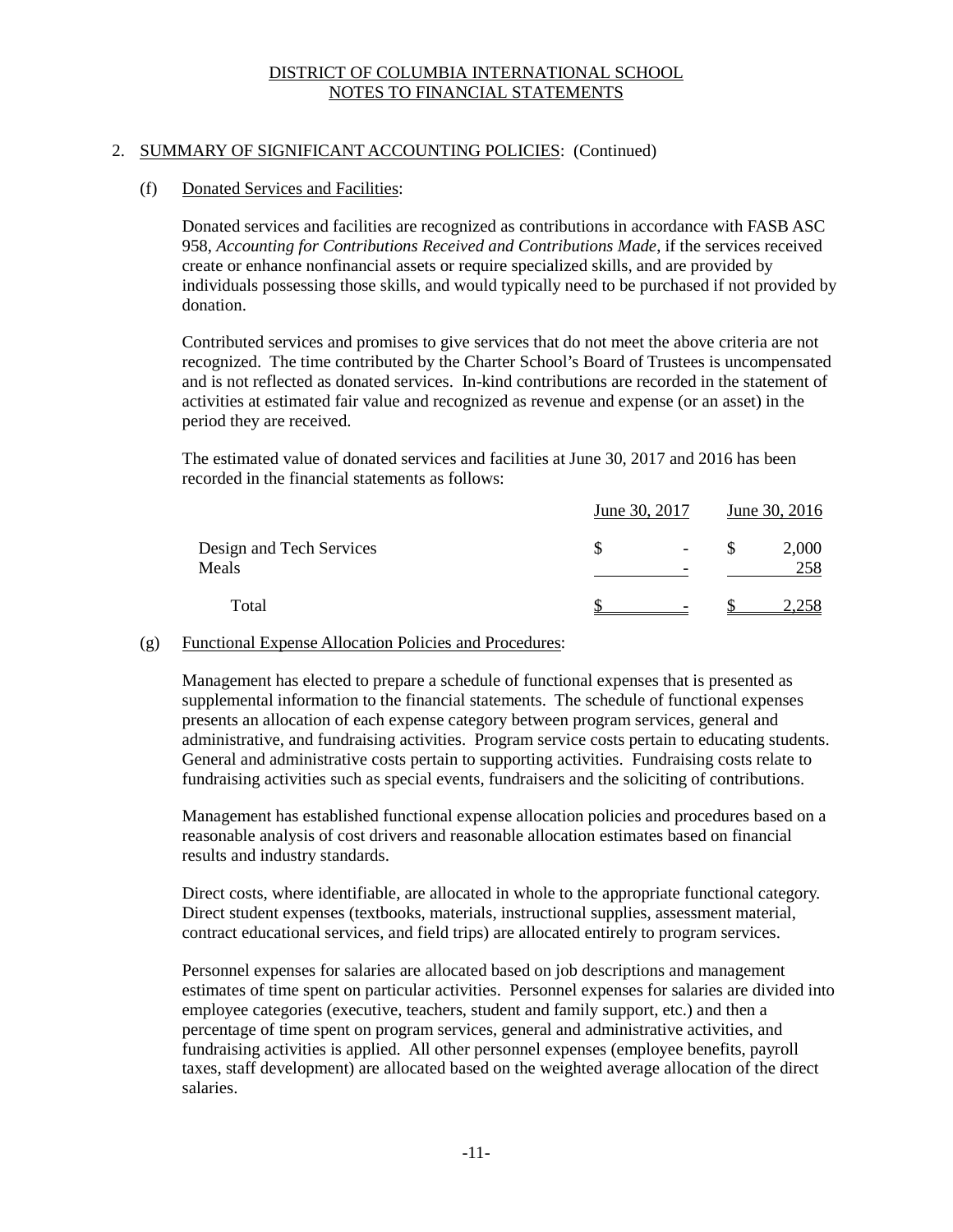# DISTRICT OF COLUMBIA INTERNATIONAL SCHOOL
## NOTES TO FINANCIAL STATEMENTS

## 2. SUMMARY OF SIGNIFICANT ACCOUNTING POLICIES: (Continued)

### (f) Donated Services and Facilities:

Donated services and facilities are recognized as contributions in accordance with FASB ASC 958, *Accounting for Contributions Received and Contributions Made*, if the services received create or enhance nonfinancial assets or require specialized skills, and are provided by individuals possessing those skills, and would typically need to be purchased if not provided by donation.

Contributed services and promises to give services that do not meet the above criteria are not recognized. The time contributed by the Charter School's Board of Trustees is uncompensated and is not reflected as donated services. In-kind contributions are recorded in the statement of activities at estimated fair value and recognized as revenue and expense (or an asset) in the period they are received.

The estimated value of donated services and facilities at June 30, 2017 and 2016 has been recorded in the financial statements as follows:

| | June 30, 2017 | June 30, 2016 |
|---|---|---|
| Design and Tech Services | $ - | $ 2,000 |
| Meals | - | 258 |
| Total | $ - | $ 2,258 |

### (g) Functional Expense Allocation Policies and Procedures:

Management has elected to prepare a schedule of functional expenses that is presented as supplemental information to the financial statements. The schedule of functional expenses presents an allocation of each expense category between program services, general and administrative, and fundraising activities. Program service costs pertain to educating students. General and administrative costs pertain to supporting activities. Fundraising costs relate to fundraising activities such as special events, fundraisers and the soliciting of contributions.

Management has established functional expense allocation policies and procedures based on a reasonable analysis of cost drivers and reasonable allocation estimates based on financial results and industry standards.

Direct costs, where identifiable, are allocated in whole to the appropriate functional category. Direct student expenses (textbooks, materials, instructional supplies, assessment material, contract educational services, and field trips) are allocated entirely to program services.

Personnel expenses for salaries are allocated based on job descriptions and management estimates of time spent on particular activities. Personnel expenses for salaries are divided into employee categories (executive, teachers, student and family support, etc.) and then a percentage of time spent on program services, general and administrative activities, and fundraising activities is applied. All other personnel expenses (employee benefits, payroll taxes, staff development) are allocated based on the weighted average allocation of the direct salaries.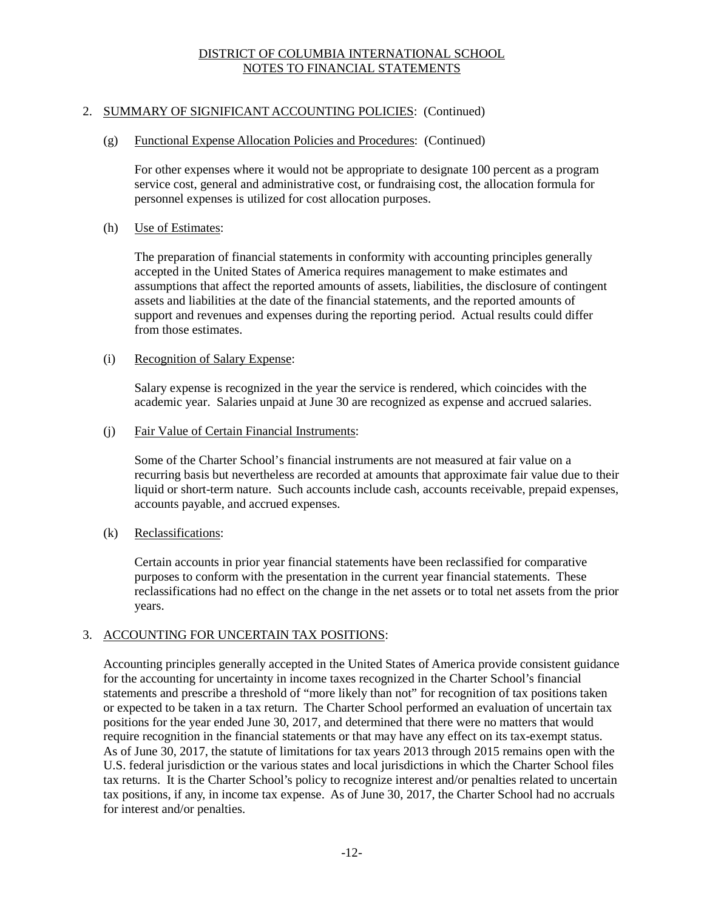# DISTRICT OF COLUMBIA INTERNATIONAL SCHOOL
## NOTES TO FINANCIAL STATEMENTS

2. SUMMARY OF SIGNIFICANT ACCOUNTING POLICIES: (Continued)

(g) Functional Expense Allocation Policies and Procedures: (Continued)

For other expenses where it would not be appropriate to designate 100 percent as a program service cost, general and administrative cost, or fundraising cost, the allocation formula for personnel expenses is utilized for cost allocation purposes.

(h) Use of Estimates:

The preparation of financial statements in conformity with accounting principles generally accepted in the United States of America requires management to make estimates and assumptions that affect the reported amounts of assets, liabilities, the disclosure of contingent assets and liabilities at the date of the financial statements, and the reported amounts of support and revenues and expenses during the reporting period. Actual results could differ from those estimates.

(i) Recognition of Salary Expense:

Salary expense is recognized in the year the service is rendered, which coincides with the academic year. Salaries unpaid at June 30 are recognized as expense and accrued salaries.

(j) Fair Value of Certain Financial Instruments:

Some of the Charter School's financial instruments are not measured at fair value on a recurring basis but nevertheless are recorded at amounts that approximate fair value due to their liquid or short-term nature. Such accounts include cash, accounts receivable, prepaid expenses, accounts payable, and accrued expenses.

(k) Reclassifications:

Certain accounts in prior year financial statements have been reclassified for comparative purposes to conform with the presentation in the current year financial statements. These reclassifications had no effect on the change in the net assets or to total net assets from the prior years.

3. ACCOUNTING FOR UNCERTAIN TAX POSITIONS:

Accounting principles generally accepted in the United States of America provide consistent guidance for the accounting for uncertainty in income taxes recognized in the Charter School's financial statements and prescribe a threshold of "more likely than not" for recognition of tax positions taken or expected to be taken in a tax return. The Charter School performed an evaluation of uncertain tax positions for the year ended June 30, 2017, and determined that there were no matters that would require recognition in the financial statements or that may have any effect on its tax-exempt status. As of June 30, 2017, the statute of limitations for tax years 2013 through 2015 remains open with the U.S. federal jurisdiction or the various states and local jurisdictions in which the Charter School files tax returns. It is the Charter School's policy to recognize interest and/or penalties related to uncertain tax positions, if any, in income tax expense. As of June 30, 2017, the Charter School had no accruals for interest and/or penalties.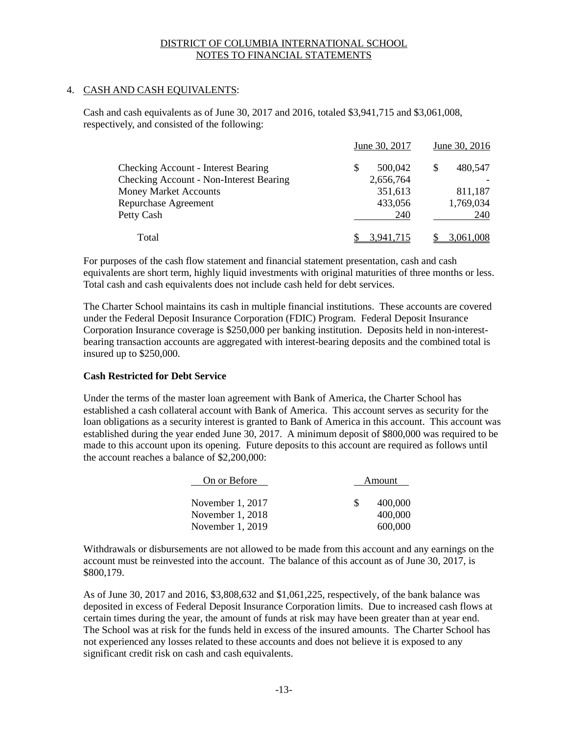DISTRICT OF COLUMBIA INTERNATIONAL SCHOOL
NOTES TO FINANCIAL STATEMENTS

## 4. CASH AND CASH EQUIVALENTS:

Cash and cash equivalents as of June 30, 2017 and 2016, totaled $3,941,715 and $3,061,008, respectively, and consisted of the following:

| | June 30, 2017 | June 30, 2016 |
|---|---|---|
| Checking Account - Interest Bearing | $ 500,042 | $ 480,547 |
| Checking Account - Non-Interest Bearing | 2,656,764 | - |
| Money Market Accounts | 351,613 | 811,187 |
| Repurchase Agreement | 433,056 | 1,769,034 |
| Petty Cash | 240 | 240 |
| Total | $ 3,941,715 | $ 3,061,008 |

For purposes of the cash flow statement and financial statement presentation, cash and cash equivalents are short term, highly liquid investments with original maturities of three months or less. Total cash and cash equivalents does not include cash held for debt services.

The Charter School maintains its cash in multiple financial institutions. These accounts are covered under the Federal Deposit Insurance Corporation (FDIC) Program. Federal Deposit Insurance Corporation Insurance coverage is $250,000 per banking institution. Deposits held in non-interest-bearing transaction accounts are aggregated with interest-bearing deposits and the combined total is insured up to $250,000.

**Cash Restricted for Debt Service**

Under the terms of the master loan agreement with Bank of America, the Charter School has established a cash collateral account with Bank of America. This account serves as security for the loan obligations as a security interest is granted to Bank of America in this account. This account was established during the year ended June 30, 2017. A minimum deposit of $800,000 was required to be made to this account upon its opening. Future deposits to this account are required as follows until the account reaches a balance of $2,200,000:

| On or Before | Amount |
|---|---|
| November 1, 2017 | $ 400,000 |
| November 1, 2018 | 400,000 |
| November 1, 2019 | 600,000 |

Withdrawals or disbursements are not allowed to be made from this account and any earnings on the account must be reinvested into the account. The balance of this account as of June 30, 2017, is $800,179.

As of June 30, 2017 and 2016, $3,808,632 and $1,061,225, respectively, of the bank balance was deposited in excess of Federal Deposit Insurance Corporation limits. Due to increased cash flows at certain times during the year, the amount of funds at risk may have been greater than at year end. The School was at risk for the funds held in excess of the insured amounts. The Charter School has not experienced any losses related to these accounts and does not believe it is exposed to any significant credit risk on cash and cash equivalents.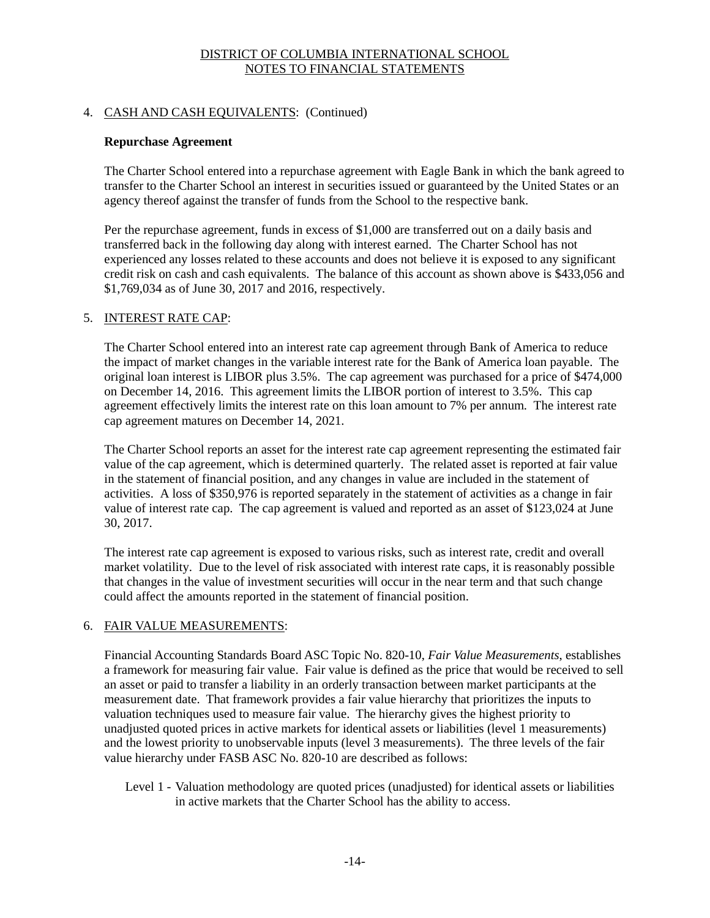4. CASH AND CASH EQUIVALENTS: (Continued)

**Repurchase Agreement**

The Charter School entered into a repurchase agreement with Eagle Bank in which the bank agreed to transfer to the Charter School an interest in securities issued or guaranteed by the United States or an agency thereof against the transfer of funds from the School to the respective bank.

Per the repurchase agreement, funds in excess of $1,000 are transferred out on a daily basis and transferred back in the following day along with interest earned. The Charter School has not experienced any losses related to these accounts and does not believe it is exposed to any significant credit risk on cash and cash equivalents. The balance of this account as shown above is $433,056 and $1,769,034 as of June 30, 2017 and 2016, respectively.

5. INTEREST RATE CAP:

The Charter School entered into an interest rate cap agreement through Bank of America to reduce the impact of market changes in the variable interest rate for the Bank of America loan payable. The original loan interest is LIBOR plus 3.5%. The cap agreement was purchased for a price of $474,000 on December 14, 2016. This agreement limits the LIBOR portion of interest to 3.5%. This cap agreement effectively limits the interest rate on this loan amount to 7% per annum. The interest rate cap agreement matures on December 14, 2021.

The Charter School reports an asset for the interest rate cap agreement representing the estimated fair value of the cap agreement, which is determined quarterly. The related asset is reported at fair value in the statement of financial position, and any changes in value are included in the statement of activities. A loss of $350,976 is reported separately in the statement of activities as a change in fair value of interest rate cap. The cap agreement is valued and reported as an asset of $123,024 at June 30, 2017.

The interest rate cap agreement is exposed to various risks, such as interest rate, credit and overall market volatility. Due to the level of risk associated with interest rate caps, it is reasonably possible that changes in the value of investment securities will occur in the near term and that such change could affect the amounts reported in the statement of financial position.

6. FAIR VALUE MEASUREMENTS:

Financial Accounting Standards Board ASC Topic No. 820-10, *Fair Value Measurements*, establishes a framework for measuring fair value. Fair value is defined as the price that would be received to sell an asset or paid to transfer a liability in an orderly transaction between market participants at the measurement date. That framework provides a fair value hierarchy that prioritizes the inputs to valuation techniques used to measure fair value. The hierarchy gives the highest priority to unadjusted quoted prices in active markets for identical assets or liabilities (level 1 measurements) and the lowest priority to unobservable inputs (level 3 measurements). The three levels of the fair value hierarchy under FASB ASC No. 820-10 are described as follows:

Level 1 - Valuation methodology are quoted prices (unadjusted) for identical assets or liabilities in active markets that the Charter School has the ability to access.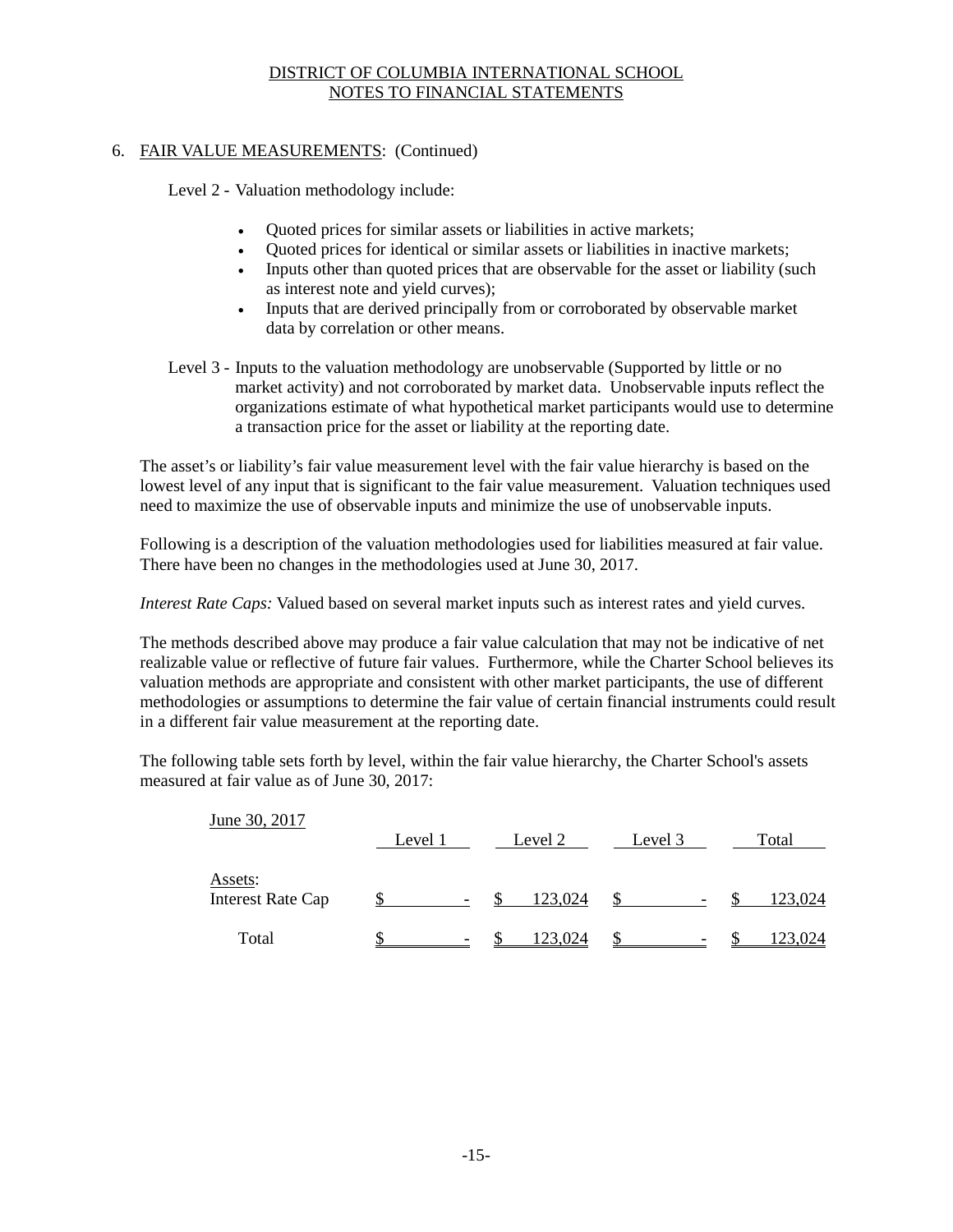## 6. FAIR VALUE MEASUREMENTS: (Continued)

Level 2 - Valuation methodology include:

- Quoted prices for similar assets or liabilities in active markets;
- Quoted prices for identical or similar assets or liabilities in inactive markets;
- Inputs other than quoted prices that are observable for the asset or liability (such as interest note and yield curves);
- Inputs that are derived principally from or corroborated by observable market data by correlation or other means.

Level 3 - Inputs to the valuation methodology are unobservable (Supported by little or no market activity) and not corroborated by market data. Unobservable inputs reflect the organizations estimate of what hypothetical market participants would use to determine a transaction price for the asset or liability at the reporting date.

The asset's or liability's fair value measurement level with the fair value hierarchy is based on the lowest level of any input that is significant to the fair value measurement. Valuation techniques used need to maximize the use of observable inputs and minimize the use of unobservable inputs.

Following is a description of the valuation methodologies used for liabilities measured at fair value. There have been no changes in the methodologies used at June 30, 2017.

*Interest Rate Caps:* Valued based on several market inputs such as interest rates and yield curves.

The methods described above may produce a fair value calculation that may not be indicative of net realizable value or reflective of future fair values. Furthermore, while the Charter School believes its valuation methods are appropriate and consistent with other market participants, the use of different methodologies or assumptions to determine the fair value of certain financial instruments could result in a different fair value measurement at the reporting date.

The following table sets forth by level, within the fair value hierarchy, the Charter School's assets measured at fair value as of June 30, 2017:

| June 30, 2017 | Level 1 | Level 2 | Level 3 | Total |
|---|---|---|---|---|
| Assets: | | | | |
| Interest Rate Cap | $ - | $ 123,024 | $ - | $ 123,024 |
| Total | $ - | $ 123,024 | $ - | $ 123,024 |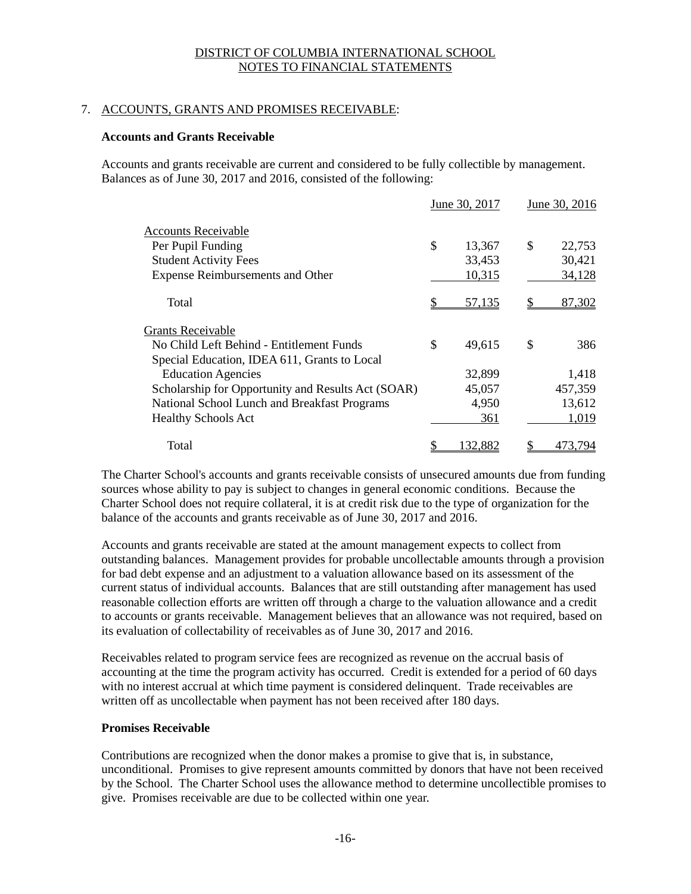DISTRICT OF COLUMBIA INTERNATIONAL SCHOOL
NOTES TO FINANCIAL STATEMENTS

## 7. ACCOUNTS, GRANTS AND PROMISES RECEIVABLE:

### Accounts and Grants Receivable

Accounts and grants receivable are current and considered to be fully collectible by management. Balances as of June 30, 2017 and 2016, consisted of the following:

| | June 30, 2017 | June 30, 2016 |
|---|---|---|
| Accounts Receivable | | |
| Per Pupil Funding | $ 13,367 | $ 22,753 |
| Student Activity Fees | 33,453 | 30,421 |
| Expense Reimbursements and Other | 10,315 | 34,128 |
| Total | $ 57,135 | $ 87,302 |
| Grants Receivable | | |
| No Child Left Behind - Entitlement Funds | $ 49,615 | $ 386 |
| Special Education, IDEA 611, Grants to Local Education Agencies | 32,899 | 1,418 |
| Scholarship for Opportunity and Results Act (SOAR) | 45,057 | 457,359 |
| National School Lunch and Breakfast Programs | 4,950 | 13,612 |
| Healthy Schools Act | 361 | 1,019 |
| Total | $ 132,882 | $ 473,794 |

The Charter School's accounts and grants receivable consists of unsecured amounts due from funding sources whose ability to pay is subject to changes in general economic conditions. Because the Charter School does not require collateral, it is at credit risk due to the type of organization for the balance of the accounts and grants receivable as of June 30, 2017 and 2016.

Accounts and grants receivable are stated at the amount management expects to collect from outstanding balances. Management provides for probable uncollectable amounts through a provision for bad debt expense and an adjustment to a valuation allowance based on its assessment of the current status of individual accounts. Balances that are still outstanding after management has used reasonable collection efforts are written off through a charge to the valuation allowance and a credit to accounts or grants receivable. Management believes that an allowance was not required, based on its evaluation of collectability of receivables as of June 30, 2017 and 2016.

Receivables related to program service fees are recognized as revenue on the accrual basis of accounting at the time the program activity has occurred. Credit is extended for a period of 60 days with no interest accrual at which time payment is considered delinquent. Trade receivables are written off as uncollectable when payment has not been received after 180 days.

### Promises Receivable

Contributions are recognized when the donor makes a promise to give that is, in substance, unconditional. Promises to give represent amounts committed by donors that have not been received by the School. The Charter School uses the allowance method to determine uncollectible promises to give. Promises receivable are due to be collected within one year.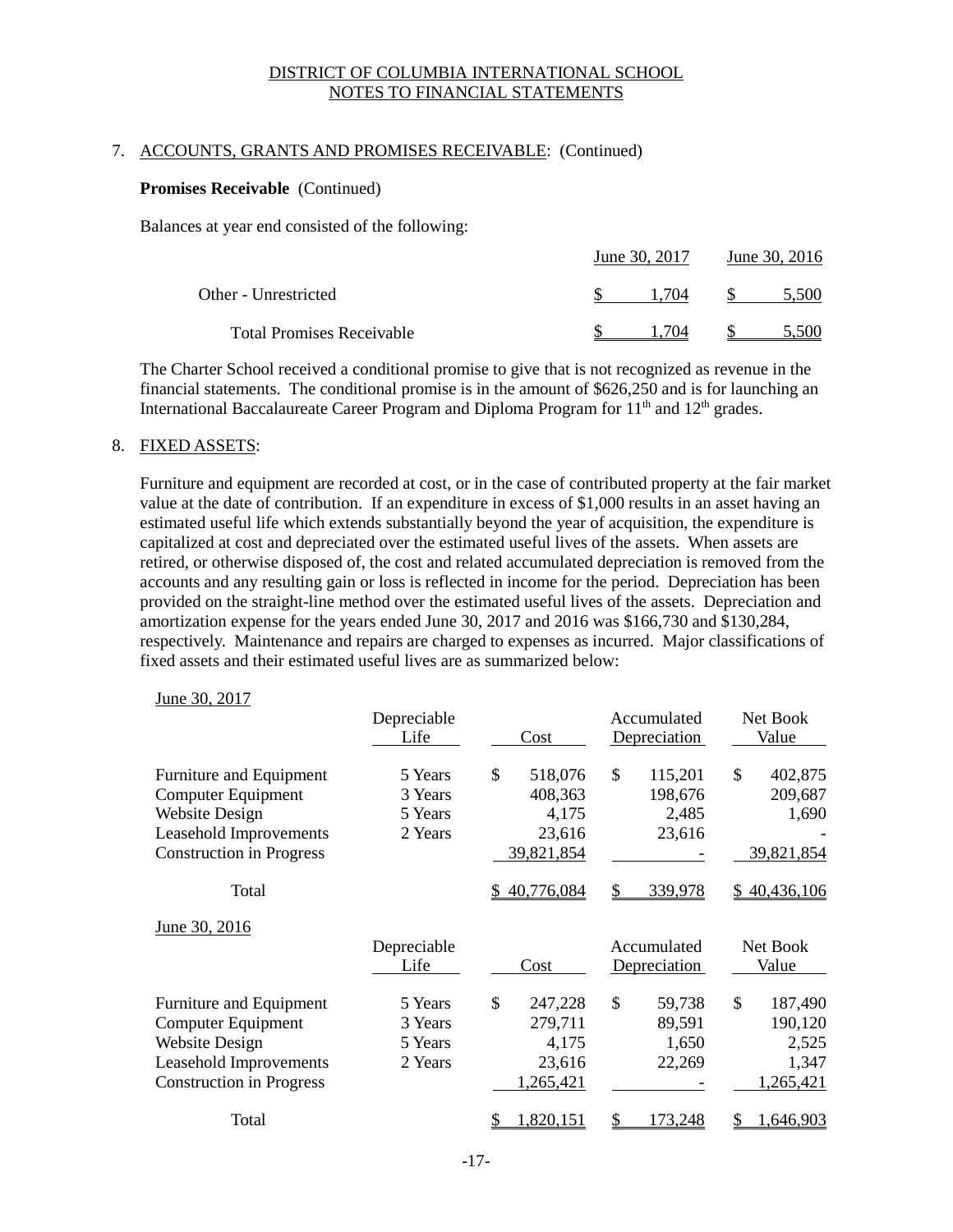DISTRICT OF COLUMBIA INTERNATIONAL SCHOOL
NOTES TO FINANCIAL STATEMENTS

7. ACCOUNTS, GRANTS AND PROMISES RECEIVABLE: (Continued)

**Promises Receivable** (Continued)

Balances at year end consisted of the following:

| | June 30, 2017 | June 30, 2016 |
|---|---|---|
| Other - Unrestricted | $ 1,704 | $ 5,500 |
| Total Promises Receivable | $ 1,704 | $ 5,500 |

The Charter School received a conditional promise to give that is not recognized as revenue in the financial statements. The conditional promise is in the amount of $626,250 and is for launching an International Baccalaureate Career Program and Diploma Program for 11th and 12th grades.

8. FIXED ASSETS:

Furniture and equipment are recorded at cost, or in the case of contributed property at the fair market value at the date of contribution. If an expenditure in excess of $1,000 results in an asset having an estimated useful life which extends substantially beyond the year of acquisition, the expenditure is capitalized at cost and depreciated over the estimated useful lives of the assets. When assets are retired, or otherwise disposed of, the cost and related accumulated depreciation is removed from the accounts and any resulting gain or loss is reflected in income for the period. Depreciation has been provided on the straight-line method over the estimated useful lives of the assets. Depreciation and amortization expense for the years ended June 30, 2017 and 2016 was $166,730 and $130,284, respectively. Maintenance and repairs are charged to expenses as incurred. Major classifications of fixed assets and their estimated useful lives are as summarized below:

June 30, 2017

| | Depreciable Life | Cost | Accumulated Depreciation | Net Book Value |
|---|---|---|---|---|
| Furniture and Equipment | 5 Years | $ 518,076 | $ 115,201 | $ 402,875 |
| Computer Equipment | 3 Years | 408,363 | 198,676 | 209,687 |
| Website Design | 5 Years | 4,175 | 2,485 | 1,690 |
| Leasehold Improvements | 2 Years | 23,616 | 23,616 | - |
| Construction in Progress | | 39,821,854 | - | 39,821,854 |
| Total | | $ 40,776,084 | $ 339,978 | $ 40,436,106 |

June 30, 2016

| | Depreciable Life | Cost | Accumulated Depreciation | Net Book Value |
|---|---|---|---|---|
| Furniture and Equipment | 5 Years | $ 247,228 | $ 59,738 | $ 187,490 |
| Computer Equipment | 3 Years | 279,711 | 89,591 | 190,120 |
| Website Design | 5 Years | 4,175 | 1,650 | 2,525 |
| Leasehold Improvements | 2 Years | 23,616 | 22,269 | 1,347 |
| Construction in Progress | | 1,265,421 | - | 1,265,421 |
| Total | | $ 1,820,151 | $ 173,248 | $ 1,646,903 |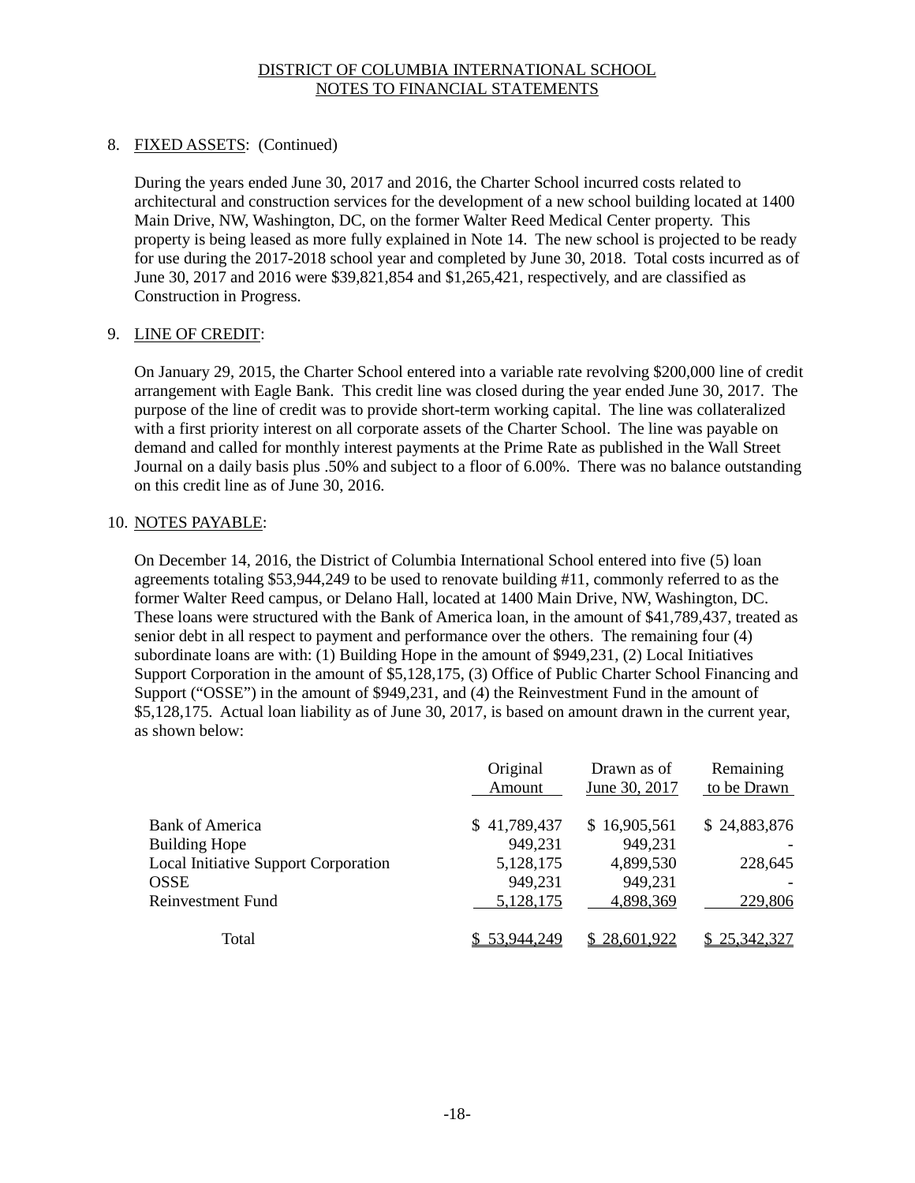DISTRICT OF COLUMBIA INTERNATIONAL SCHOOL
NOTES TO FINANCIAL STATEMENTS

8. FIXED ASSETS: (Continued)

During the years ended June 30, 2017 and 2016, the Charter School incurred costs related to architectural and construction services for the development of a new school building located at 1400 Main Drive, NW, Washington, DC, on the former Walter Reed Medical Center property. This property is being leased as more fully explained in Note 14. The new school is projected to be ready for use during the 2017-2018 school year and completed by June 30, 2018. Total costs incurred as of June 30, 2017 and 2016 were $39,821,854 and $1,265,421, respectively, and are classified as Construction in Progress.

9. LINE OF CREDIT:

On January 29, 2015, the Charter School entered into a variable rate revolving $200,000 line of credit arrangement with Eagle Bank. This credit line was closed during the year ended June 30, 2017. The purpose of the line of credit was to provide short-term working capital. The line was collateralized with a first priority interest on all corporate assets of the Charter School. The line was payable on demand and called for monthly interest payments at the Prime Rate as published in the Wall Street Journal on a daily basis plus .50% and subject to a floor of 6.00%. There was no balance outstanding on this credit line as of June 30, 2016.

10. NOTES PAYABLE:

On December 14, 2016, the District of Columbia International School entered into five (5) loan agreements totaling $53,944,249 to be used to renovate building #11, commonly referred to as the former Walter Reed campus, or Delano Hall, located at 1400 Main Drive, NW, Washington, DC. These loans were structured with the Bank of America loan, in the amount of $41,789,437, treated as senior debt in all respect to payment and performance over the others. The remaining four (4) subordinate loans are with: (1) Building Hope in the amount of $949,231, (2) Local Initiatives Support Corporation in the amount of $5,128,175, (3) Office of Public Charter School Financing and Support ("OSSE") in the amount of $949,231, and (4) the Reinvestment Fund in the amount of $5,128,175. Actual loan liability as of June 30, 2017, is based on amount drawn in the current year, as shown below:

| | Original Amount | Drawn as of June 30, 2017 | Remaining to be Drawn |
|---|---|---|---|
| Bank of America | $ 41,789,437 | $ 16,905,561 | $ 24,883,876 |
| Building Hope | 949,231 | 949,231 | - |
| Local Initiative Support Corporation | 5,128,175 | 4,899,530 | 228,645 |
| OSSE | 949,231 | 949,231 | - |
| Reinvestment Fund | 5,128,175 | 4,898,369 | 229,806 |
| Total | $ 53,944,249 | $ 28,601,922 | $ 25,342,327 |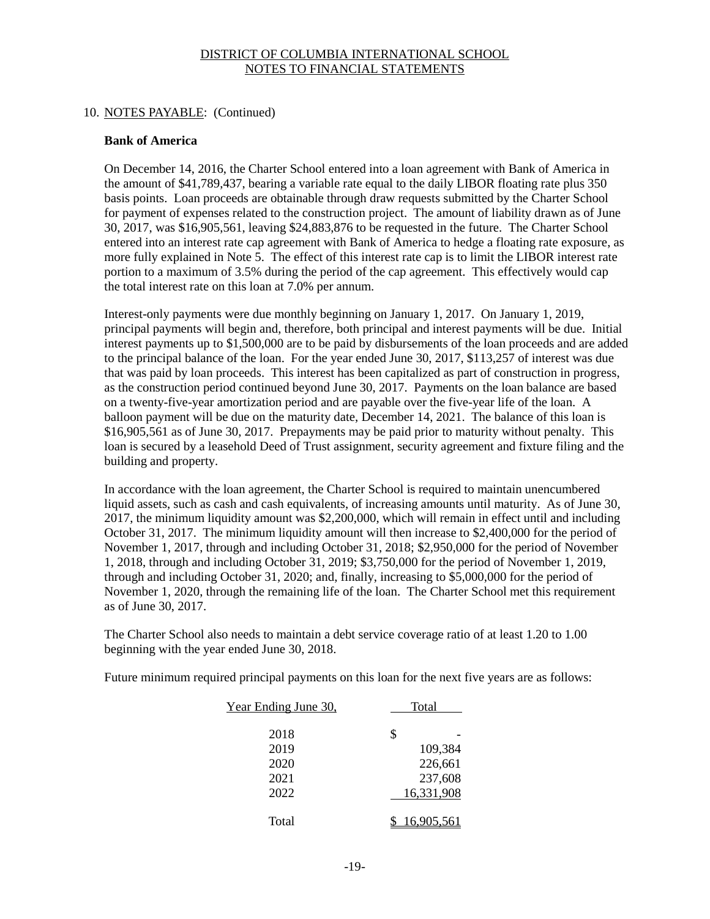DISTRICT OF COLUMBIA INTERNATIONAL SCHOOL
NOTES TO FINANCIAL STATEMENTS

10. NOTES PAYABLE: (Continued)

**Bank of America**

On December 14, 2016, the Charter School entered into a loan agreement with Bank of America in the amount of $41,789,437, bearing a variable rate equal to the daily LIBOR floating rate plus 350 basis points. Loan proceeds are obtainable through draw requests submitted by the Charter School for payment of expenses related to the construction project. The amount of liability drawn as of June 30, 2017, was $16,905,561, leaving $24,883,876 to be requested in the future. The Charter School entered into an interest rate cap agreement with Bank of America to hedge a floating rate exposure, as more fully explained in Note 5. The effect of this interest rate cap is to limit the LIBOR interest rate portion to a maximum of 3.5% during the period of the cap agreement. This effectively would cap the total interest rate on this loan at 7.0% per annum.

Interest-only payments were due monthly beginning on January 1, 2017. On January 1, 2019, principal payments will begin and, therefore, both principal and interest payments will be due. Initial interest payments up to $1,500,000 are to be paid by disbursements of the loan proceeds and are added to the principal balance of the loan. For the year ended June 30, 2017, $113,257 of interest was due that was paid by loan proceeds. This interest has been capitalized as part of construction in progress, as the construction period continued beyond June 30, 2017. Payments on the loan balance are based on a twenty-five-year amortization period and are payable over the five-year life of the loan. A balloon payment will be due on the maturity date, December 14, 2021. The balance of this loan is $16,905,561 as of June 30, 2017. Prepayments may be paid prior to maturity without penalty. This loan is secured by a leasehold Deed of Trust assignment, security agreement and fixture filing and the building and property.

In accordance with the loan agreement, the Charter School is required to maintain unencumbered liquid assets, such as cash and cash equivalents, of increasing amounts until maturity. As of June 30, 2017, the minimum liquidity amount was $2,200,000, which will remain in effect until and including October 31, 2017. The minimum liquidity amount will then increase to $2,400,000 for the period of November 1, 2017, through and including October 31, 2018; $2,950,000 for the period of November 1, 2018, through and including October 31, 2019; $3,750,000 for the period of November 1, 2019, through and including October 31, 2020; and, finally, increasing to $5,000,000 for the period of November 1, 2020, through the remaining life of the loan. The Charter School met this requirement as of June 30, 2017.

The Charter School also needs to maintain a debt service coverage ratio of at least 1.20 to 1.00 beginning with the year ended June 30, 2018.

Future minimum required principal payments on this loan for the next five years are as follows:

| Year Ending June 30, | Total |
|---|---|
| 2018 | $ - |
| 2019 | 109,384 |
| 2020 | 226,661 |
| 2021 | 237,608 |
| 2022 | 16,331,908 |
| Total | $ 16,905,561 |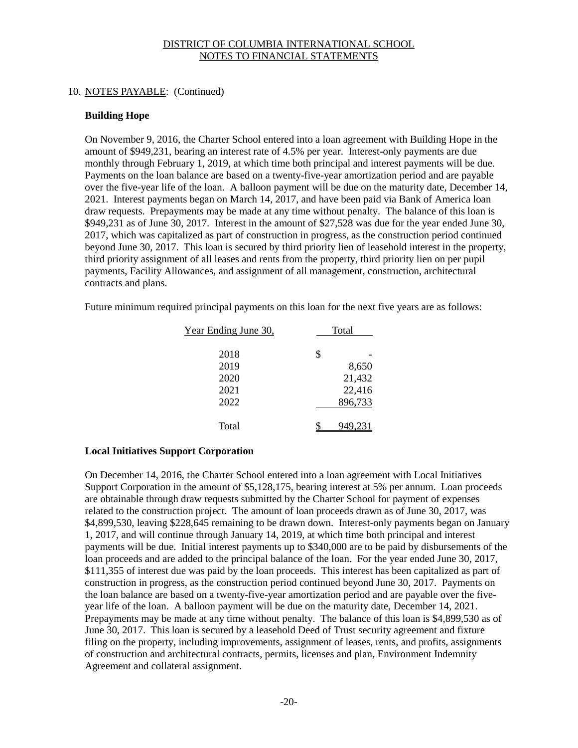DISTRICT OF COLUMBIA INTERNATIONAL SCHOOL
NOTES TO FINANCIAL STATEMENTS

10. NOTES PAYABLE: (Continued)

**Building Hope**

On November 9, 2016, the Charter School entered into a loan agreement with Building Hope in the amount of $949,231, bearing an interest rate of 4.5% per year. Interest-only payments are due monthly through February 1, 2019, at which time both principal and interest payments will be due. Payments on the loan balance are based on a twenty-five-year amortization period and are payable over the five-year life of the loan. A balloon payment will be due on the maturity date, December 14, 2021. Interest payments began on March 14, 2017, and have been paid via Bank of America loan draw requests. Prepayments may be made at any time without penalty. The balance of this loan is $949,231 as of June 30, 2017. Interest in the amount of $27,528 was due for the year ended June 30, 2017, which was capitalized as part of construction in progress, as the construction period continued beyond June 30, 2017. This loan is secured by third priority lien of leasehold interest in the property, third priority assignment of all leases and rents from the property, third priority lien on per pupil payments, Facility Allowances, and assignment of all management, construction, architectural contracts and plans.

Future minimum required principal payments on this loan for the next five years are as follows:

| Year Ending June 30, | Total |
|---|---|
| 2018 | $ - |
| 2019 | 8,650 |
| 2020 | 21,432 |
| 2021 | 22,416 |
| 2022 | 896,733 |
| Total | $ 949,231 |

**Local Initiatives Support Corporation**

On December 14, 2016, the Charter School entered into a loan agreement with Local Initiatives Support Corporation in the amount of $5,128,175, bearing interest at 5% per annum. Loan proceeds are obtainable through draw requests submitted by the Charter School for payment of expenses related to the construction project. The amount of loan proceeds drawn as of June 30, 2017, was $4,899,530, leaving $228,645 remaining to be drawn down. Interest-only payments began on January 1, 2017, and will continue through January 14, 2019, at which time both principal and interest payments will be due. Initial interest payments up to $340,000 are to be paid by disbursements of the loan proceeds and are added to the principal balance of the loan. For the year ended June 30, 2017, $111,355 of interest due was paid by the loan proceeds. This interest has been capitalized as part of construction in progress, as the construction period continued beyond June 30, 2017. Payments on the loan balance are based on a twenty-five-year amortization period and are payable over the five-year life of the loan. A balloon payment will be due on the maturity date, December 14, 2021. Prepayments may be made at any time without penalty. The balance of this loan is $4,899,530 as of June 30, 2017. This loan is secured by a leasehold Deed of Trust security agreement and fixture filing on the property, including improvements, assignment of leases, rents, and profits, assignments of construction and architectural contracts, permits, licenses and plan, Environment Indemnity Agreement and collateral assignment.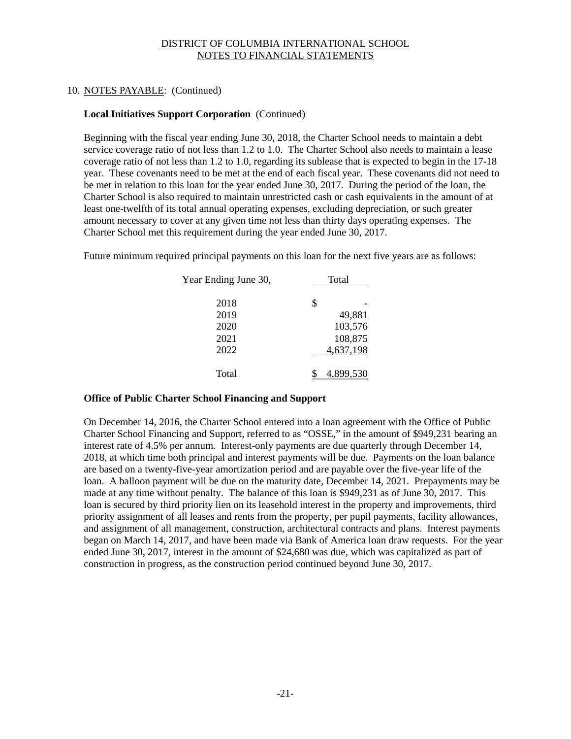# DISTRICT OF COLUMBIA INTERNATIONAL SCHOOL
## NOTES TO FINANCIAL STATEMENTS

10. NOTES PAYABLE: (Continued)

**Local Initiatives Support Corporation** (Continued)

Beginning with the fiscal year ending June 30, 2018, the Charter School needs to maintain a debt service coverage ratio of not less than 1.2 to 1.0. The Charter School also needs to maintain a lease coverage ratio of not less than 1.2 to 1.0, regarding its sublease that is expected to begin in the 17-18 year. These covenants need to be met at the end of each fiscal year. These covenants did not need to be met in relation to this loan for the year ended June 30, 2017. During the period of the loan, the Charter School is also required to maintain unrestricted cash or cash equivalents in the amount of at least one-twelfth of its total annual operating expenses, excluding depreciation, or such greater amount necessary to cover at any given time not less than thirty days operating expenses. The Charter School met this requirement during the year ended June 30, 2017.

Future minimum required principal payments on this loan for the next five years are as follows:

| Year Ending June 30, | Total |
|---|---|
| 2018 | $ - |
| 2019 | 49,881 |
| 2020 | 103,576 |
| 2021 | 108,875 |
| 2022 | 4,637,198 |
| Total | $ 4,899,530 |

**Office of Public Charter School Financing and Support**

On December 14, 2016, the Charter School entered into a loan agreement with the Office of Public Charter School Financing and Support, referred to as "OSSE," in the amount of $949,231 bearing an interest rate of 4.5% per annum. Interest-only payments are due quarterly through December 14, 2018, at which time both principal and interest payments will be due. Payments on the loan balance are based on a twenty-five-year amortization period and are payable over the five-year life of the loan. A balloon payment will be due on the maturity date, December 14, 2021. Prepayments may be made at any time without penalty. The balance of this loan is $949,231 as of June 30, 2017. This loan is secured by third priority lien on its leasehold interest in the property and improvements, third priority assignment of all leases and rents from the property, per pupil payments, facility allowances, and assignment of all management, construction, architectural contracts and plans. Interest payments began on March 14, 2017, and have been made via Bank of America loan draw requests. For the year ended June 30, 2017, interest in the amount of $24,680 was due, which was capitalized as part of construction in progress, as the construction period continued beyond June 30, 2017.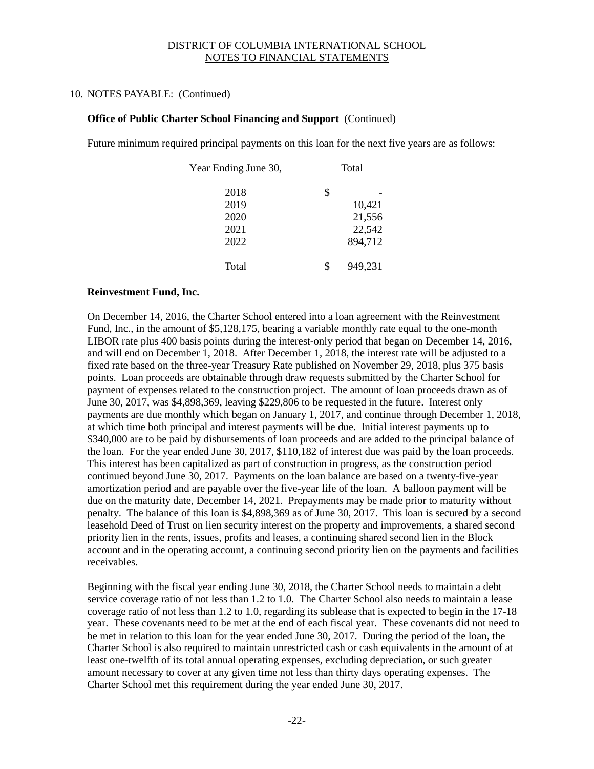## 10. NOTES PAYABLE: (Continued)

**Office of Public Charter School Financing and Support** (Continued)

Future minimum required principal payments on this loan for the next five years are as follows:

| Year Ending June 30, | Total |
|---|---|
| 2018 | $ - |
| 2019 | 10,421 |
| 2020 | 21,556 |
| 2021 | 22,542 |
| 2022 | 894,712 |
| Total | $ 949,231 |

**Reinvestment Fund, Inc.**

On December 14, 2016, the Charter School entered into a loan agreement with the Reinvestment Fund, Inc., in the amount of $5,128,175, bearing a variable monthly rate equal to the one-month LIBOR rate plus 400 basis points during the interest-only period that began on December 14, 2016, and will end on December 1, 2018. After December 1, 2018, the interest rate will be adjusted to a fixed rate based on the three-year Treasury Rate published on November 29, 2018, plus 375 basis points. Loan proceeds are obtainable through draw requests submitted by the Charter School for payment of expenses related to the construction project. The amount of loan proceeds drawn as of June 30, 2017, was $4,898,369, leaving $229,806 to be requested in the future. Interest only payments are due monthly which began on January 1, 2017, and continue through December 1, 2018, at which time both principal and interest payments will be due. Initial interest payments up to $340,000 are to be paid by disbursements of loan proceeds and are added to the principal balance of the loan. For the year ended June 30, 2017, $110,182 of interest due was paid by the loan proceeds. This interest has been capitalized as part of construction in progress, as the construction period continued beyond June 30, 2017. Payments on the loan balance are based on a twenty-five-year amortization period and are payable over the five-year life of the loan. A balloon payment will be due on the maturity date, December 14, 2021. Prepayments may be made prior to maturity without penalty. The balance of this loan is $4,898,369 as of June 30, 2017. This loan is secured by a second leasehold Deed of Trust on lien security interest on the property and improvements, a shared second priority lien in the rents, issues, profits and leases, a continuing shared second lien in the Block account and in the operating account, a continuing second priority lien on the payments and facilities receivables.

Beginning with the fiscal year ending June 30, 2018, the Charter School needs to maintain a debt service coverage ratio of not less than 1.2 to 1.0. The Charter School also needs to maintain a lease coverage ratio of not less than 1.2 to 1.0, regarding its sublease that is expected to begin in the 17-18 year. These covenants need to be met at the end of each fiscal year. These covenants did not need to be met in relation to this loan for the year ended June 30, 2017. During the period of the loan, the Charter School is also required to maintain unrestricted cash or cash equivalents in the amount of at least one-twelfth of its total annual operating expenses, excluding depreciation, or such greater amount necessary to cover at any given time not less than thirty days operating expenses. The Charter School met this requirement during the year ended June 30, 2017.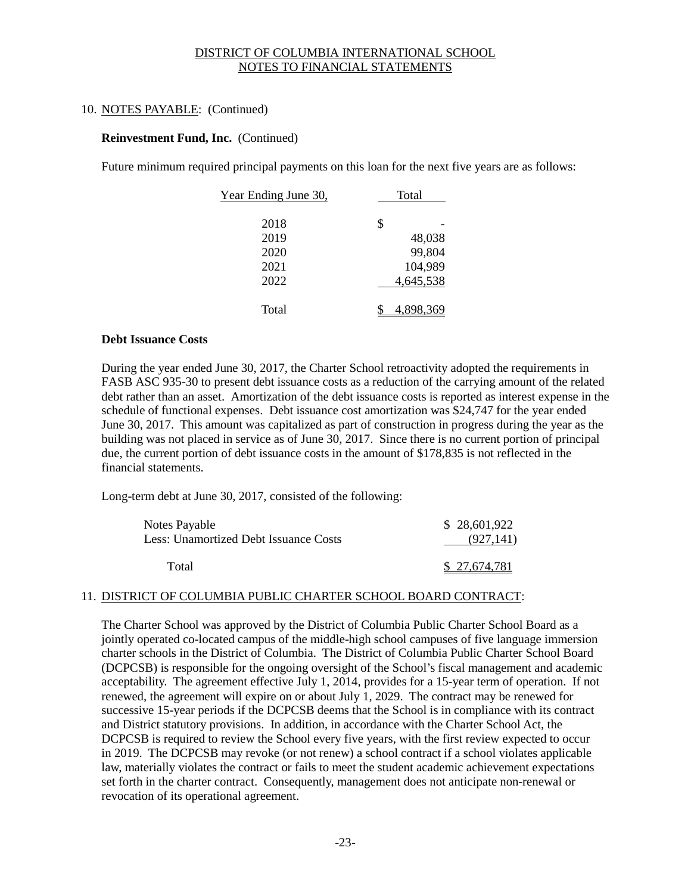## 10. NOTES PAYABLE: (Continued)

**Reinvestment Fund, Inc.** (Continued)

Future minimum required principal payments on this loan for the next five years are as follows:

| Year Ending June 30, | Total |
|---|---|
| 2018 | $ - |
| 2019 | 48,038 |
| 2020 | 99,804 |
| 2021 | 104,989 |
| 2022 | 4,645,538 |
| Total | $ 4,898,369 |

**Debt Issuance Costs**

During the year ended June 30, 2017, the Charter School retroactivity adopted the requirements in FASB ASC 935-30 to present debt issuance costs as a reduction of the carrying amount of the related debt rather than an asset. Amortization of the debt issuance costs is reported as interest expense in the schedule of functional expenses. Debt issuance cost amortization was $24,747 for the year ended June 30, 2017. This amount was capitalized as part of construction in progress during the year as the building was not placed in service as of June 30, 2017. Since there is no current portion of principal due, the current portion of debt issuance costs in the amount of $178,835 is not reflected in the financial statements.

Long-term debt at June 30, 2017, consisted of the following:

| | |
|---|---|
| Notes Payable | $ 28,601,922 |
| Less: Unamortized Debt Issuance Costs | (927,141) |
| Total | $ 27,674,781 |

## 11. DISTRICT OF COLUMBIA PUBLIC CHARTER SCHOOL BOARD CONTRACT:

The Charter School was approved by the District of Columbia Public Charter School Board as a jointly operated co-located campus of the middle-high school campuses of five language immersion charter schools in the District of Columbia. The District of Columbia Public Charter School Board (DCPCSB) is responsible for the ongoing oversight of the School's fiscal management and academic acceptability. The agreement effective July 1, 2014, provides for a 15-year term of operation. If not renewed, the agreement will expire on or about July 1, 2029. The contract may be renewed for successive 15-year periods if the DCPCSB deems that the School is in compliance with its contract and District statutory provisions. In addition, in accordance with the Charter School Act, the DCPCSB is required to review the School every five years, with the first review expected to occur in 2019. The DCPCSB may revoke (or not renew) a school contract if a school violates applicable law, materially violates the contract or fails to meet the student academic achievement expectations set forth in the charter contract. Consequently, management does not anticipate non-renewal or revocation of its operational agreement.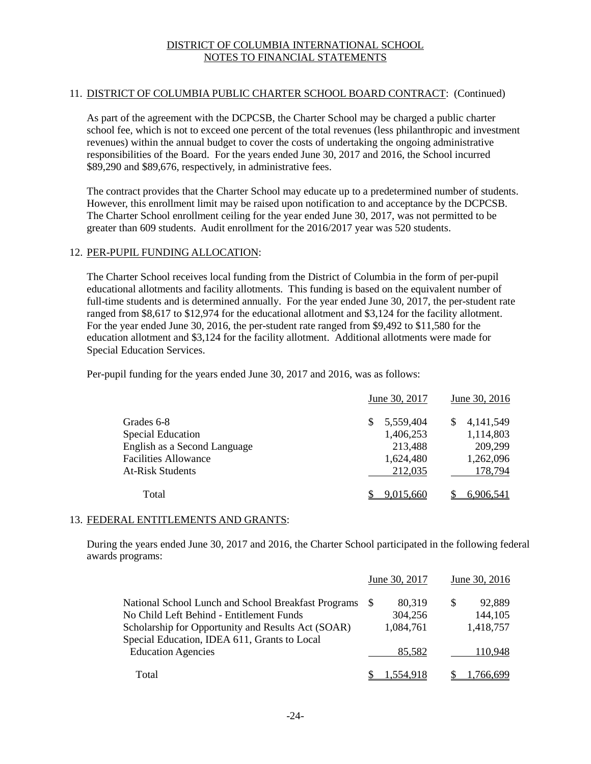# DISTRICT OF COLUMBIA INTERNATIONAL SCHOOL
## NOTES TO FINANCIAL STATEMENTS

## 11. DISTRICT OF COLUMBIA PUBLIC CHARTER SCHOOL BOARD CONTRACT: (Continued)

As part of the agreement with the DCPCSB, the Charter School may be charged a public charter school fee, which is not to exceed one percent of the total revenues (less philanthropic and investment revenues) within the annual budget to cover the costs of undertaking the ongoing administrative responsibilities of the Board. For the years ended June 30, 2017 and 2016, the School incurred \$89,290 and \$89,676, respectively, in administrative fees.

The contract provides that the Charter School may educate up to a predetermined number of students. However, this enrollment limit may be raised upon notification to and acceptance by the DCPCSB. The Charter School enrollment ceiling for the year ended June 30, 2017, was not permitted to be greater than 609 students. Audit enrollment for the 2016/2017 year was 520 students.

## 12. PER-PUPIL FUNDING ALLOCATION:

The Charter School receives local funding from the District of Columbia in the form of per-pupil educational allotments and facility allotments. This funding is based on the equivalent number of full-time students and is determined annually. For the year ended June 30, 2017, the per-student rate ranged from \$8,617 to \$12,974 for the educational allotment and \$3,124 for the facility allotment. For the year ended June 30, 2016, the per-student rate ranged from \$9,492 to \$11,580 for the education allotment and \$3,124 for the facility allotment. Additional allotments were made for Special Education Services.

Per-pupil funding for the years ended June 30, 2017 and 2016, was as follows:

| | June 30, 2017 | June 30, 2016 |
|---|---|---|
| Grades 6-8 | \$ 5,559,404 | \$ 4,141,549 |
| Special Education | 1,406,253 | 1,114,803 |
| English as a Second Language | 213,488 | 209,299 |
| Facilities Allowance | 1,624,480 | 1,262,096 |
| At-Risk Students | 212,035 | 178,794 |
| Total | \$ 9,015,660 | \$ 6,906,541 |

## 13. FEDERAL ENTITLEMENTS AND GRANTS:

During the years ended June 30, 2017 and 2016, the Charter School participated in the following federal awards programs:

| | June 30, 2017 | June 30, 2016 |
|---|---|---|
| National School Lunch and School Breakfast Programs | \$ 80,319 | \$ 92,889 |
| No Child Left Behind - Entitlement Funds | 304,256 | 144,105 |
| Scholarship for Opportunity and Results Act (SOAR) | 1,084,761 | 1,418,757 |
| Special Education, IDEA 611, Grants to Local Education Agencies | 85,582 | 110,948 |
| Total | \$ 1,554,918 | \$ 1,766,699 |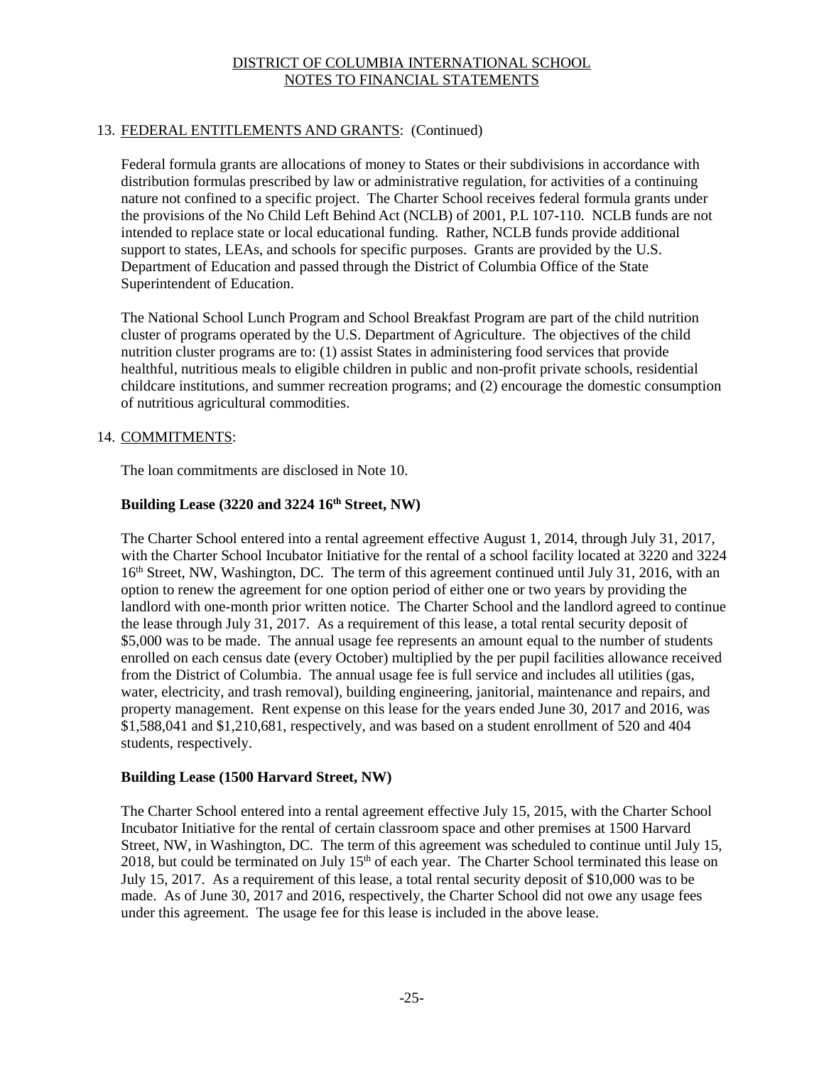## 13. FEDERAL ENTITLEMENTS AND GRANTS: (Continued)

Federal formula grants are allocations of money to States or their subdivisions in accordance with distribution formulas prescribed by law or administrative regulation, for activities of a continuing nature not confined to a specific project. The Charter School receives federal formula grants under the provisions of the No Child Left Behind Act (NCLB) of 2001, P.L 107-110. NCLB funds are not intended to replace state or local educational funding. Rather, NCLB funds provide additional support to states, LEAs, and schools for specific purposes. Grants are provided by the U.S. Department of Education and passed through the District of Columbia Office of the State Superintendent of Education.

The National School Lunch Program and School Breakfast Program are part of the child nutrition cluster of programs operated by the U.S. Department of Agriculture. The objectives of the child nutrition cluster programs are to: (1) assist States in administering food services that provide healthful, nutritious meals to eligible children in public and non-profit private schools, residential childcare institutions, and summer recreation programs; and (2) encourage the domestic consumption of nutritious agricultural commodities.

## 14. COMMITMENTS:

The loan commitments are disclosed in Note 10.

### Building Lease (3220 and 3224 16th Street, NW)

The Charter School entered into a rental agreement effective August 1, 2014, through July 31, 2017, with the Charter School Incubator Initiative for the rental of a school facility located at 3220 and 3224 16th Street, NW, Washington, DC. The term of this agreement continued until July 31, 2016, with an option to renew the agreement for one option period of either one or two years by providing the landlord with one-month prior written notice. The Charter School and the landlord agreed to continue the lease through July 31, 2017. As a requirement of this lease, a total rental security deposit of $5,000 was to be made. The annual usage fee represents an amount equal to the number of students enrolled on each census date (every October) multiplied by the per pupil facilities allowance received from the District of Columbia. The annual usage fee is full service and includes all utilities (gas, water, electricity, and trash removal), building engineering, janitorial, maintenance and repairs, and property management. Rent expense on this lease for the years ended June 30, 2017 and 2016, was $1,588,041 and $1,210,681, respectively, and was based on a student enrollment of 520 and 404 students, respectively.

### Building Lease (1500 Harvard Street, NW)

The Charter School entered into a rental agreement effective July 15, 2015, with the Charter School Incubator Initiative for the rental of certain classroom space and other premises at 1500 Harvard Street, NW, in Washington, DC. The term of this agreement was scheduled to continue until July 15, 2018, but could be terminated on July 15th of each year. The Charter School terminated this lease on July 15, 2017. As a requirement of this lease, a total rental security deposit of $10,000 was to be made. As of June 30, 2017 and 2016, respectively, the Charter School did not owe any usage fees under this agreement. The usage fee for this lease is included in the above lease.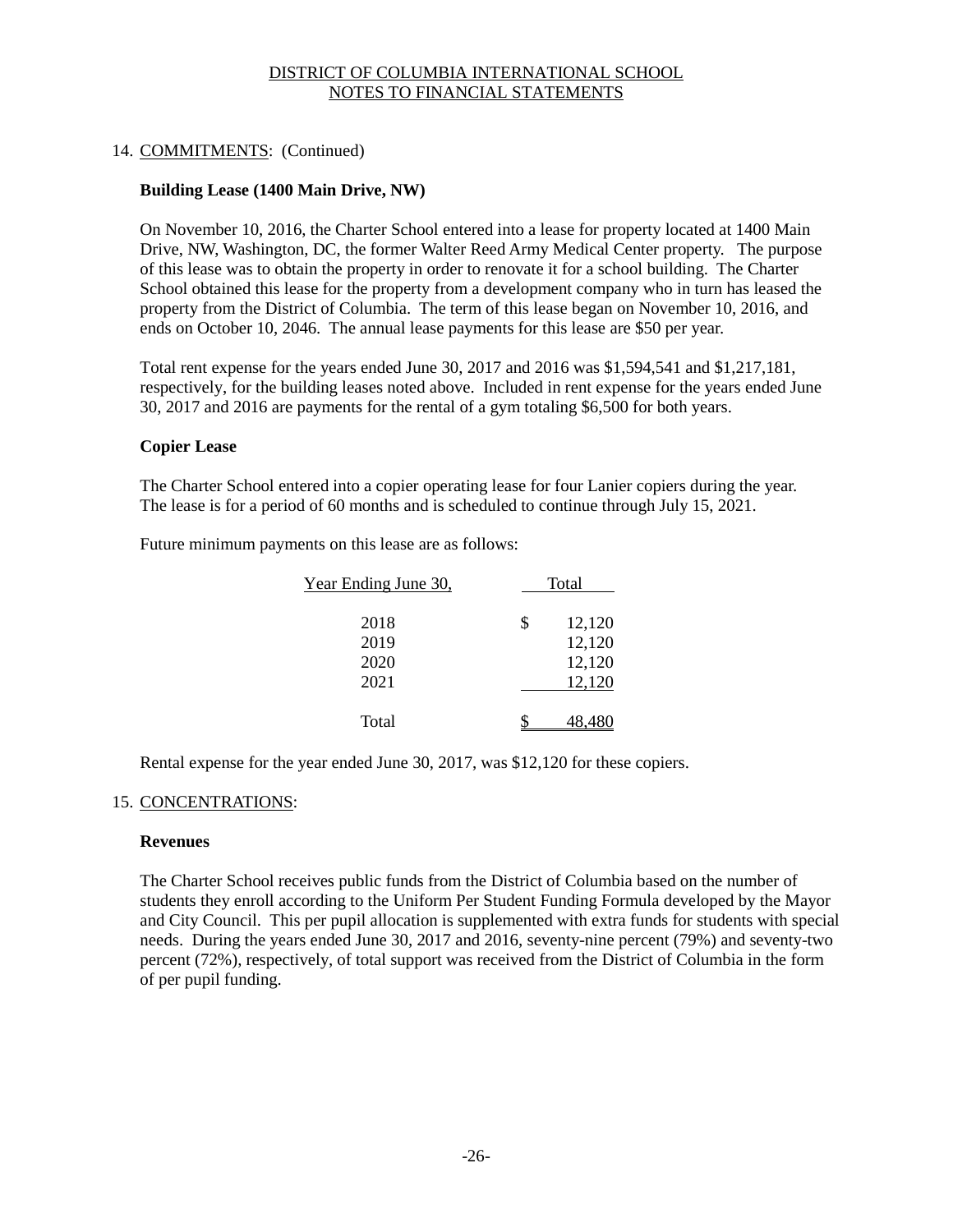DISTRICT OF COLUMBIA INTERNATIONAL SCHOOL
NOTES TO FINANCIAL STATEMENTS

14. COMMITMENTS: (Continued)

**Building Lease (1400 Main Drive, NW)**

On November 10, 2016, the Charter School entered into a lease for property located at 1400 Main Drive, NW, Washington, DC, the former Walter Reed Army Medical Center property. The purpose of this lease was to obtain the property in order to renovate it for a school building. The Charter School obtained this lease for the property from a development company who in turn has leased the property from the District of Columbia. The term of this lease began on November 10, 2016, and ends on October 10, 2046. The annual lease payments for this lease are $50 per year.

Total rent expense for the years ended June 30, 2017 and 2016 was $1,594,541 and $1,217,181, respectively, for the building leases noted above. Included in rent expense for the years ended June 30, 2017 and 2016 are payments for the rental of a gym totaling $6,500 for both years.

**Copier Lease**

The Charter School entered into a copier operating lease for four Lanier copiers during the year. The lease is for a period of 60 months and is scheduled to continue through July 15, 2021.

Future minimum payments on this lease are as follows:

| Year Ending June 30, | Total |
|---|---|
| 2018 | $ 12,120 |
| 2019 | 12,120 |
| 2020 | 12,120 |
| 2021 | 12,120 |
| Total | $ 48,480 |

Rental expense for the year ended June 30, 2017, was $12,120 for these copiers.

15. CONCENTRATIONS:

**Revenues**

The Charter School receives public funds from the District of Columbia based on the number of students they enroll according to the Uniform Per Student Funding Formula developed by the Mayor and City Council. This per pupil allocation is supplemented with extra funds for students with special needs. During the years ended June 30, 2017 and 2016, seventy-nine percent (79%) and seventy-two percent (72%), respectively, of total support was received from the District of Columbia in the form of per pupil funding.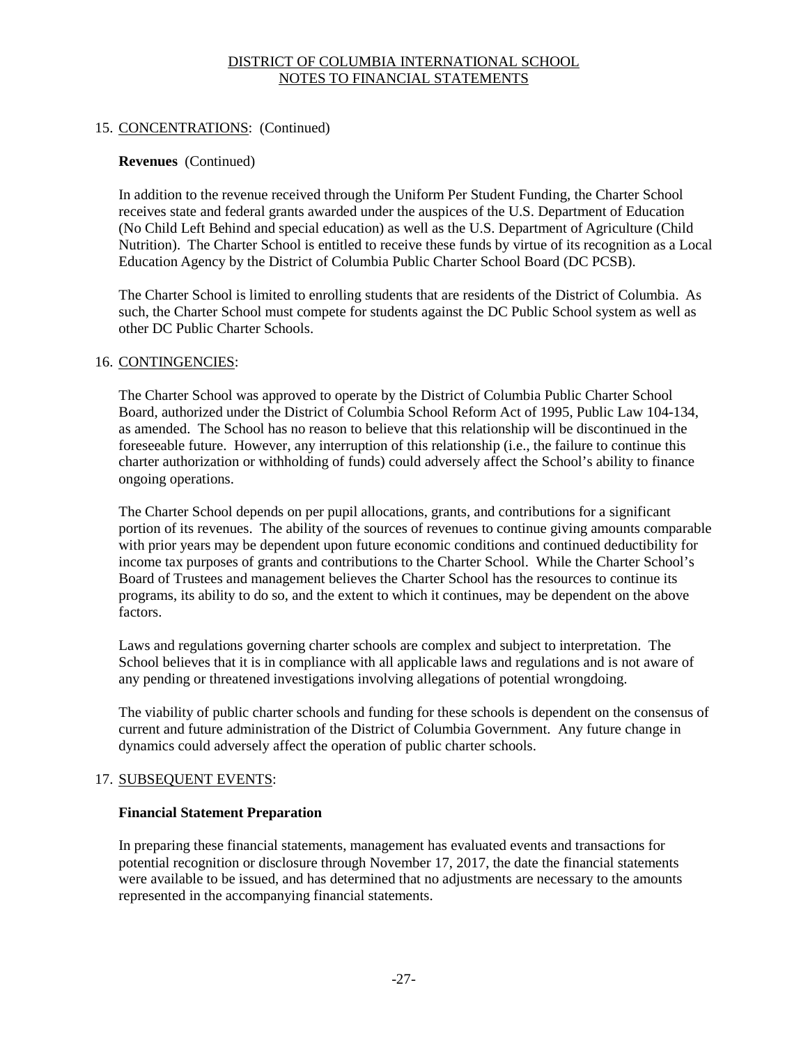## 15. CONCENTRATIONS: (Continued)

### Revenues (Continued)

In addition to the revenue received through the Uniform Per Student Funding, the Charter School receives state and federal grants awarded under the auspices of the U.S. Department of Education (No Child Left Behind and special education) as well as the U.S. Department of Agriculture (Child Nutrition). The Charter School is entitled to receive these funds by virtue of its recognition as a Local Education Agency by the District of Columbia Public Charter School Board (DC PCSB).

The Charter School is limited to enrolling students that are residents of the District of Columbia. As such, the Charter School must compete for students against the DC Public School system as well as other DC Public Charter Schools.

## 16. CONTINGENCIES:

The Charter School was approved to operate by the District of Columbia Public Charter School Board, authorized under the District of Columbia School Reform Act of 1995, Public Law 104-134, as amended. The School has no reason to believe that this relationship will be discontinued in the foreseeable future. However, any interruption of this relationship (i.e., the failure to continue this charter authorization or withholding of funds) could adversely affect the School's ability to finance ongoing operations.

The Charter School depends on per pupil allocations, grants, and contributions for a significant portion of its revenues. The ability of the sources of revenues to continue giving amounts comparable with prior years may be dependent upon future economic conditions and continued deductibility for income tax purposes of grants and contributions to the Charter School. While the Charter School's Board of Trustees and management believes the Charter School has the resources to continue its programs, its ability to do so, and the extent to which it continues, may be dependent on the above factors.

Laws and regulations governing charter schools are complex and subject to interpretation. The School believes that it is in compliance with all applicable laws and regulations and is not aware of any pending or threatened investigations involving allegations of potential wrongdoing.

The viability of public charter schools and funding for these schools is dependent on the consensus of current and future administration of the District of Columbia Government. Any future change in dynamics could adversely affect the operation of public charter schools.

## 17. SUBSEQUENT EVENTS:

### Financial Statement Preparation

In preparing these financial statements, management has evaluated events and transactions for potential recognition or disclosure through November 17, 2017, the date the financial statements were available to be issued, and has determined that no adjustments are necessary to the amounts represented in the accompanying financial statements.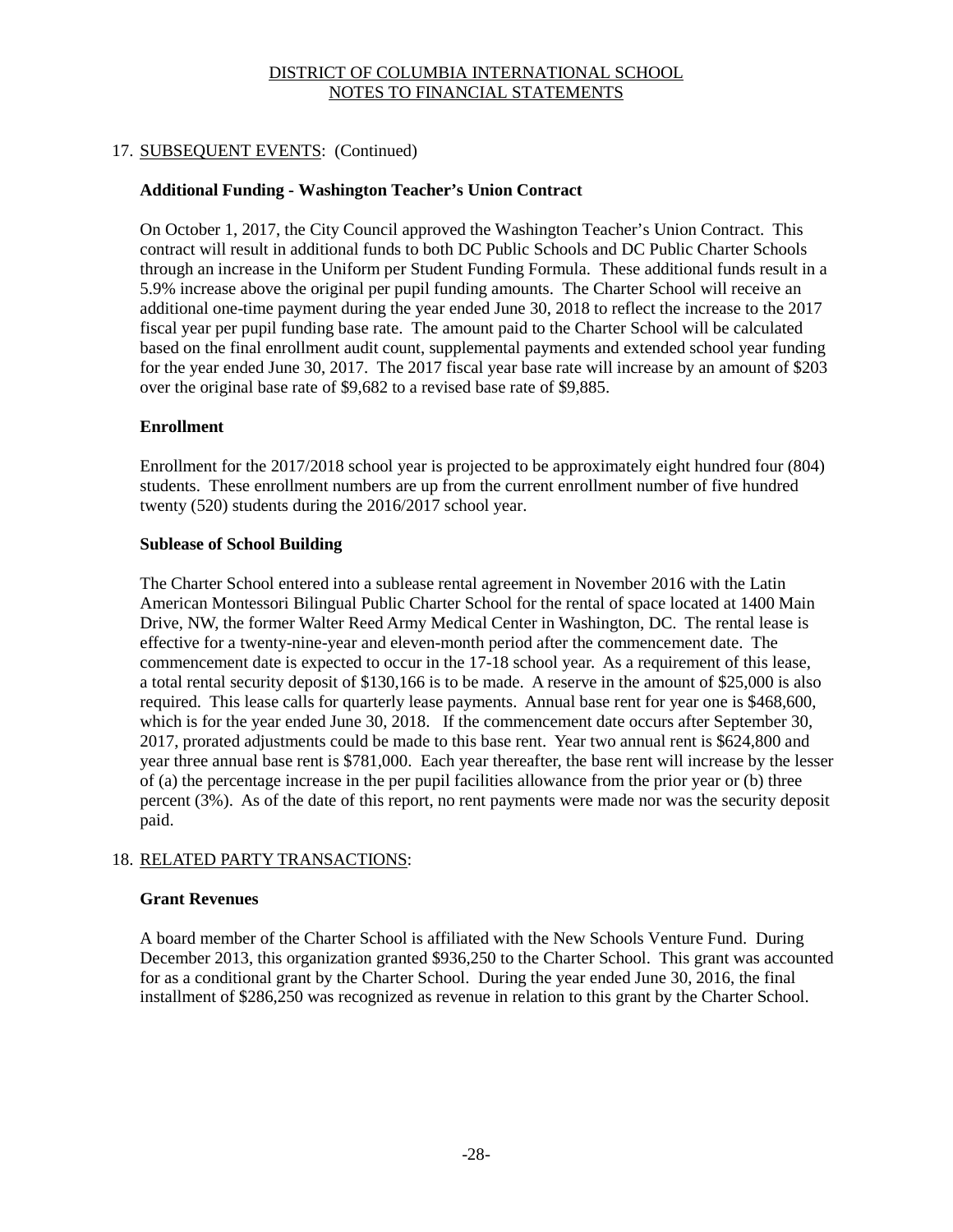## 17. SUBSEQUENT EVENTS: (Continued)

### Additional Funding - Washington Teacher's Union Contract

On October 1, 2017, the City Council approved the Washington Teacher's Union Contract. This contract will result in additional funds to both DC Public Schools and DC Public Charter Schools through an increase in the Uniform per Student Funding Formula. These additional funds result in a 5.9% increase above the original per pupil funding amounts. The Charter School will receive an additional one-time payment during the year ended June 30, 2018 to reflect the increase to the 2017 fiscal year per pupil funding base rate. The amount paid to the Charter School will be calculated based on the final enrollment audit count, supplemental payments and extended school year funding for the year ended June 30, 2017. The 2017 fiscal year base rate will increase by an amount of $203 over the original base rate of $9,682 to a revised base rate of $9,885.

### Enrollment

Enrollment for the 2017/2018 school year is projected to be approximately eight hundred four (804) students. These enrollment numbers are up from the current enrollment number of five hundred twenty (520) students during the 2016/2017 school year.

### Sublease of School Building

The Charter School entered into a sublease rental agreement in November 2016 with the Latin American Montessori Bilingual Public Charter School for the rental of space located at 1400 Main Drive, NW, the former Walter Reed Army Medical Center in Washington, DC. The rental lease is effective for a twenty-nine-year and eleven-month period after the commencement date. The commencement date is expected to occur in the 17-18 school year. As a requirement of this lease, a total rental security deposit of $130,166 is to be made. A reserve in the amount of $25,000 is also required. This lease calls for quarterly lease payments. Annual base rent for year one is $468,600, which is for the year ended June 30, 2018. If the commencement date occurs after September 30, 2017, prorated adjustments could be made to this base rent. Year two annual rent is $624,800 and year three annual base rent is $781,000. Each year thereafter, the base rent will increase by the lesser of (a) the percentage increase in the per pupil facilities allowance from the prior year or (b) three percent (3%). As of the date of this report, no rent payments were made nor was the security deposit paid.

## 18. RELATED PARTY TRANSACTIONS:

### Grant Revenues

A board member of the Charter School is affiliated with the New Schools Venture Fund. During December 2013, this organization granted $936,250 to the Charter School. This grant was accounted for as a conditional grant by the Charter School. During the year ended June 30, 2016, the final installment of $286,250 was recognized as revenue in relation to this grant by the Charter School.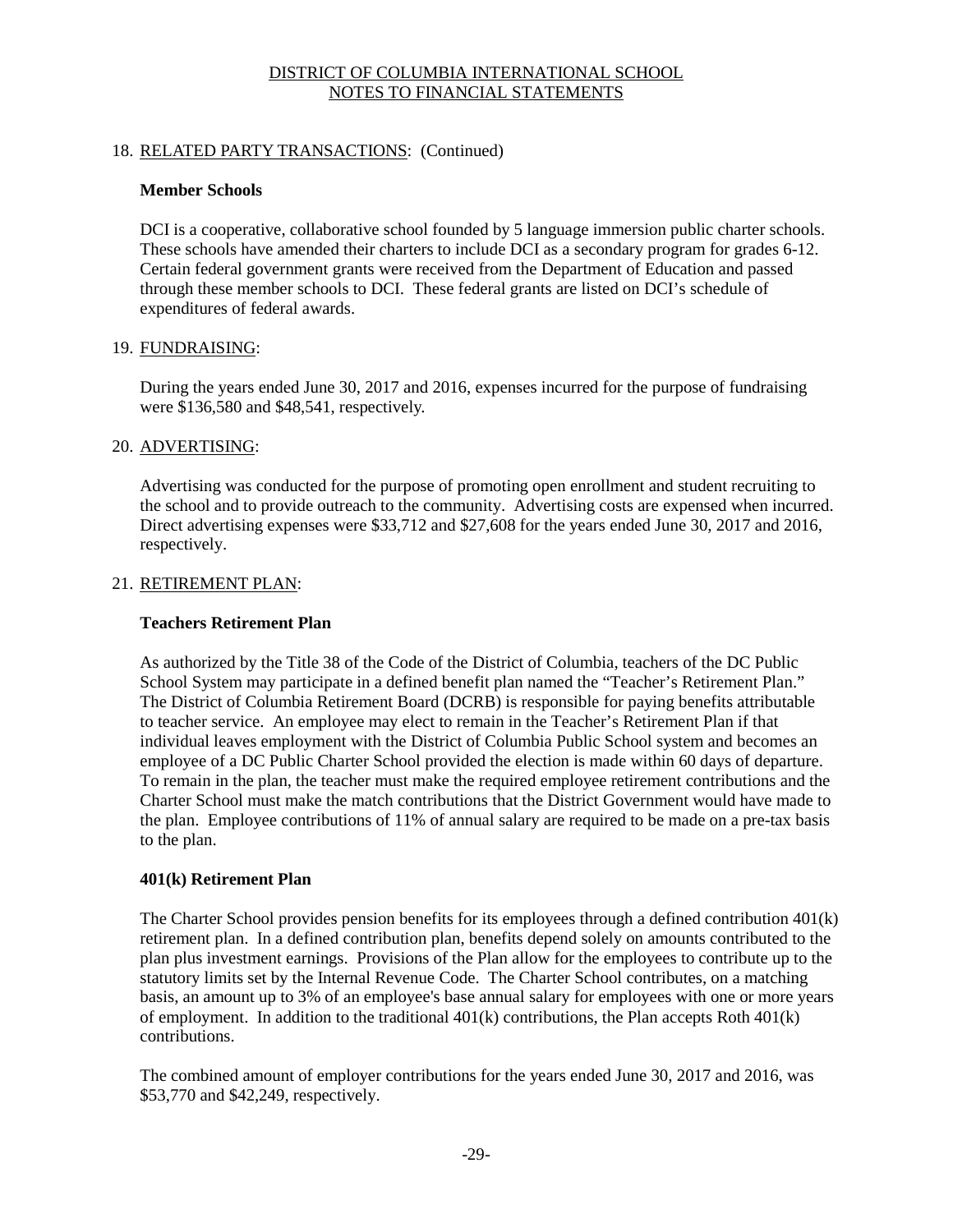## 18. RELATED PARTY TRANSACTIONS: (Continued)

### Member Schools

DCI is a cooperative, collaborative school founded by 5 language immersion public charter schools. These schools have amended their charters to include DCI as a secondary program for grades 6-12. Certain federal government grants were received from the Department of Education and passed through these member schools to DCI. These federal grants are listed on DCI's schedule of expenditures of federal awards.

## 19. FUNDRAISING:

During the years ended June 30, 2017 and 2016, expenses incurred for the purpose of fundraising were $136,580 and $48,541, respectively.

## 20. ADVERTISING:

Advertising was conducted for the purpose of promoting open enrollment and student recruiting to the school and to provide outreach to the community. Advertising costs are expensed when incurred. Direct advertising expenses were $33,712 and $27,608 for the years ended June 30, 2017 and 2016, respectively.

## 21. RETIREMENT PLAN:

### Teachers Retirement Plan

As authorized by the Title 38 of the Code of the District of Columbia, teachers of the DC Public School System may participate in a defined benefit plan named the "Teacher's Retirement Plan." The District of Columbia Retirement Board (DCRB) is responsible for paying benefits attributable to teacher service. An employee may elect to remain in the Teacher's Retirement Plan if that individual leaves employment with the District of Columbia Public School system and becomes an employee of a DC Public Charter School provided the election is made within 60 days of departure. To remain in the plan, the teacher must make the required employee retirement contributions and the Charter School must make the match contributions that the District Government would have made to the plan. Employee contributions of 11% of annual salary are required to be made on a pre-tax basis to the plan.

### 401(k) Retirement Plan

The Charter School provides pension benefits for its employees through a defined contribution 401(k) retirement plan. In a defined contribution plan, benefits depend solely on amounts contributed to the plan plus investment earnings. Provisions of the Plan allow for the employees to contribute up to the statutory limits set by the Internal Revenue Code. The Charter School contributes, on a matching basis, an amount up to 3% of an employee's base annual salary for employees with one or more years of employment. In addition to the traditional 401(k) contributions, the Plan accepts Roth 401(k) contributions.

The combined amount of employer contributions for the years ended June 30, 2017 and 2016, was $53,770 and $42,249, respectively.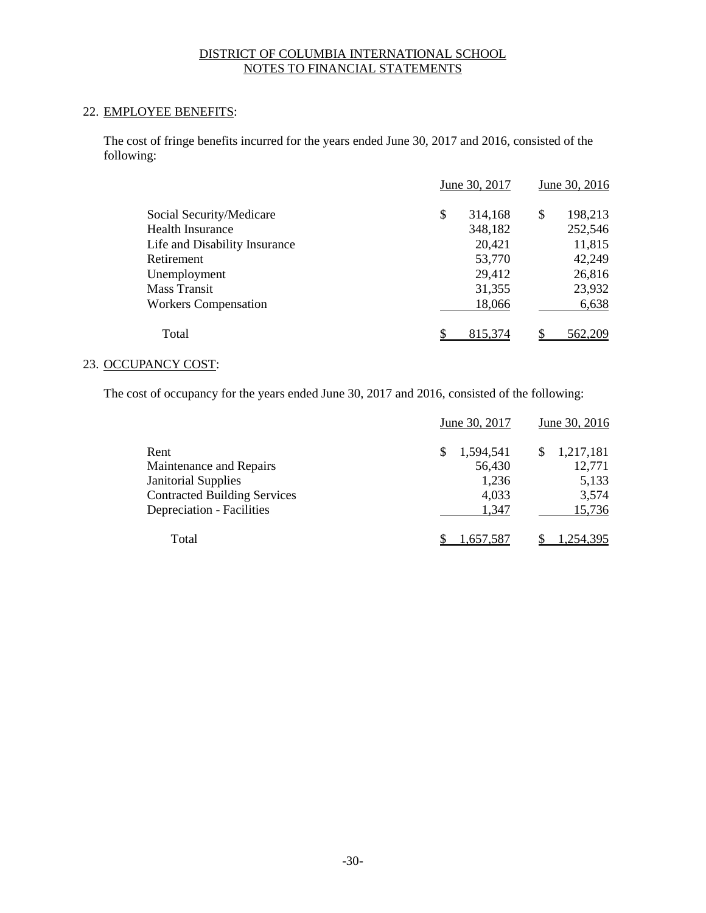DISTRICT OF COLUMBIA INTERNATIONAL SCHOOL
NOTES TO FINANCIAL STATEMENTS

## 22. EMPLOYEE BENEFITS:

The cost of fringe benefits incurred for the years ended June 30, 2017 and 2016, consisted of the following:

| | June 30, 2017 | June 30, 2016 |
|---|---|---|
| Social Security/Medicare | $ 314,168 | $ 198,213 |
| Health Insurance | 348,182 | 252,546 |
| Life and Disability Insurance | 20,421 | 11,815 |
| Retirement | 53,770 | 42,249 |
| Unemployment | 29,412 | 26,816 |
| Mass Transit | 31,355 | 23,932 |
| Workers Compensation | 18,066 | 6,638 |
| Total | $ 815,374 | $ 562,209 |

## 23. OCCUPANCY COST:

The cost of occupancy for the years ended June 30, 2017 and 2016, consisted of the following:

| | June 30, 2017 | June 30, 2016 |
|---|---|---|
| Rent | $ 1,594,541 | $ 1,217,181 |
| Maintenance and Repairs | 56,430 | 12,771 |
| Janitorial Supplies | 1,236 | 5,133 |
| Contracted Building Services | 4,033 | 3,574 |
| Depreciation - Facilities | 1,347 | 15,736 |
| Total | $ 1,657,587 | $ 1,254,395 |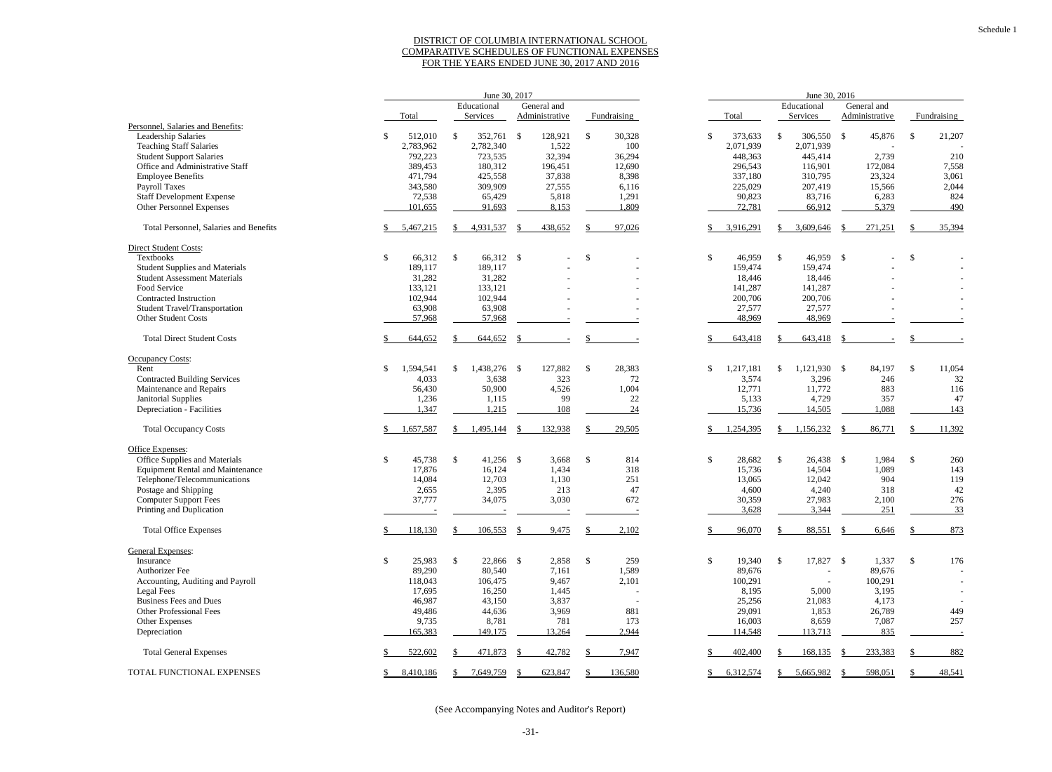Schedule 1

# DISTRICT OF COLUMBIA INTERNATIONAL SCHOOL
## COMPARATIVE SCHEDULES OF FUNCTIONAL EXPENSES
## FOR THE YEARS ENDED JUNE 30, 2017 AND 2016

| | June 30, 2017 | | | | June 30, 2016 | | | |
|---|---|---|---|---|---|---|---|---|
| | Total | Educational Services | General and Administrative | Fundraising | Total | Educational Services | General and Administrative | Fundraising |
| **Personnel, Salaries and Benefits:** | | | | | | | | |
| Leadership Salaries | $ 512,010 | $ 352,761 | $ 128,921 | $ 30,328 | $ 373,633 | $ 306,550 | $ 45,876 | $ 21,207 |
| Teaching Staff Salaries | 2,783,962 | 2,782,340 | 1,522 | 100 | 2,071,939 | 2,071,939 | - | - |
| Student Support Salaries | 792,223 | 723,535 | 32,394 | 36,294 | 448,363 | 445,414 | 2,739 | 210 |
| Office and Administrative Staff | 389,453 | 180,312 | 196,451 | 12,690 | 296,543 | 116,901 | 172,084 | 7,558 |
| Employee Benefits | 471,794 | 425,558 | 37,838 | 8,398 | 337,180 | 310,795 | 23,324 | 3,061 |
| Payroll Taxes | 343,580 | 309,909 | 27,555 | 6,116 | 225,029 | 207,419 | 15,566 | 2,044 |
| Staff Development Expense | 72,538 | 65,429 | 5,818 | 1,291 | 90,823 | 83,716 | 6,283 | 824 |
| Other Personnel Expenses | 101,655 | 91,693 | 8,153 | 1,809 | 72,781 | 66,912 | 5,379 | 490 |
| Total Personnel, Salaries and Benefits | $ 5,467,215 | $ 4,931,537 | $ 438,652 | $ 97,026 | $ 3,916,291 | $ 3,609,646 | $ 271,251 | $ 35,394 |
| **Direct Student Costs:** | | | | | | | | |
| Textbooks | $ 66,312 | $ 66,312 | $ - | $ - | $ 46,959 | $ 46,959 | $ - | $ - |
| Student Supplies and Materials | 189,117 | 189,117 | - | - | 159,474 | 159,474 | - | - |
| Student Assessment Materials | 31,282 | 31,282 | - | - | 18,446 | 18,446 | - | - |
| Food Service | 133,121 | 133,121 | - | - | 141,287 | 141,287 | - | - |
| Contracted Instruction | 102,944 | 102,944 | - | - | 200,706 | 200,706 | - | - |
| Student Travel/Transportation | 63,908 | 63,908 | - | - | 27,577 | 27,577 | - | - |
| Other Student Costs | 57,968 | 57,968 | - | - | 48,969 | 48,969 | - | - |
| Total Direct Student Costs | $ 644,652 | $ 644,652 | $ - | $ - | $ 643,418 | $ 643,418 | $ - | $ - |
| **Occupancy Costs:** | | | | | | | | |
| Rent | $ 1,594,541 | $ 1,438,276 | $ 127,882 | $ 28,383 | $ 1,217,181 | $ 1,121,930 | $ 84,197 | $ 11,054 |
| Contracted Building Services | 4,033 | 3,638 | 323 | 72 | 3,574 | 3,296 | 246 | 32 |
| Maintenance and Repairs | 56,430 | 50,900 | 4,526 | 1,004 | 12,771 | 11,772 | 883 | 116 |
| Janitorial Supplies | 1,236 | 1,115 | 99 | 22 | 5,133 | 4,729 | 357 | 47 |
| Depreciation - Facilities | 1,347 | 1,215 | 108 | 24 | 15,736 | 14,505 | 1,088 | 143 |
| Total Occupancy Costs | $ 1,657,587 | $ 1,495,144 | $ 132,938 | $ 29,505 | $ 1,254,395 | $ 1,156,232 | $ 86,771 | $ 11,392 |
| **Office Expenses:** | | | | | | | | |
| Office Supplies and Materials | $ 45,738 | $ 41,256 | $ 3,668 | $ 814 | $ 28,682 | $ 26,438 | $ 1,984 | $ 260 |
| Equipment Rental and Maintenance | 17,876 | 16,124 | 1,434 | 318 | 15,736 | 14,504 | 1,089 | 143 |
| Telephone/Telecommunications | 14,084 | 12,703 | 1,130 | 251 | 13,065 | 12,042 | 904 | 119 |
| Postage and Shipping | 2,655 | 2,395 | 213 | 47 | 4,600 | 4,240 | 318 | 42 |
| Computer Support Fees | 37,777 | 34,075 | 3,030 | 672 | 30,359 | 27,983 | 2,100 | 276 |
| Printing and Duplication | - | - | - | - | 3,628 | 3,344 | 251 | 33 |
| Total Office Expenses | $ 118,130 | $ 106,553 | $ 9,475 | $ 2,102 | $ 96,070 | $ 88,551 | $ 6,646 | $ 873 |
| **General Expenses:** | | | | | | | | |
| Insurance | $ 25,983 | $ 22,866 | $ 2,858 | $ 259 | $ 19,340 | $ 17,827 | $ 1,337 | $ 176 |
| Authorizer Fee | 89,290 | 80,540 | 7,161 | 1,589 | 89,676 | - | 89,676 | - |
| Accounting, Auditing and Payroll | 118,043 | 106,475 | 9,467 | 2,101 | 100,291 | - | 100,291 | - |
| Legal Fees | 17,695 | 16,250 | 1,445 | - | 8,195 | 5,000 | 3,195 | - |
| Business Fees and Dues | 46,987 | 43,150 | 3,837 | - | 25,256 | 21,083 | 4,173 | - |
| Other Professional Fees | 49,486 | 44,636 | 3,969 | 881 | 29,091 | 1,853 | 26,789 | 449 |
| Other Expenses | 9,735 | 8,781 | 781 | 173 | 16,003 | 8,659 | 7,087 | 257 |
| Depreciation | 165,383 | 149,175 | 13,264 | 2,944 | 114,548 | 113,713 | 835 | - |
| Total General Expenses | $ 522,602 | $ 471,873 | $ 42,782 | $ 7,947 | $ 402,400 | $ 168,135 | $ 233,383 | $ 882 |
| TOTAL FUNCTIONAL EXPENSES | $ 8,410,186 | $ 7,649,759 | $ 623,847 | $ 136,580 | $ 6,312,574 | $ 5,665,982 | $ 598,051 | $ 48,541 |

(See Accompanying Notes and Auditor's Report)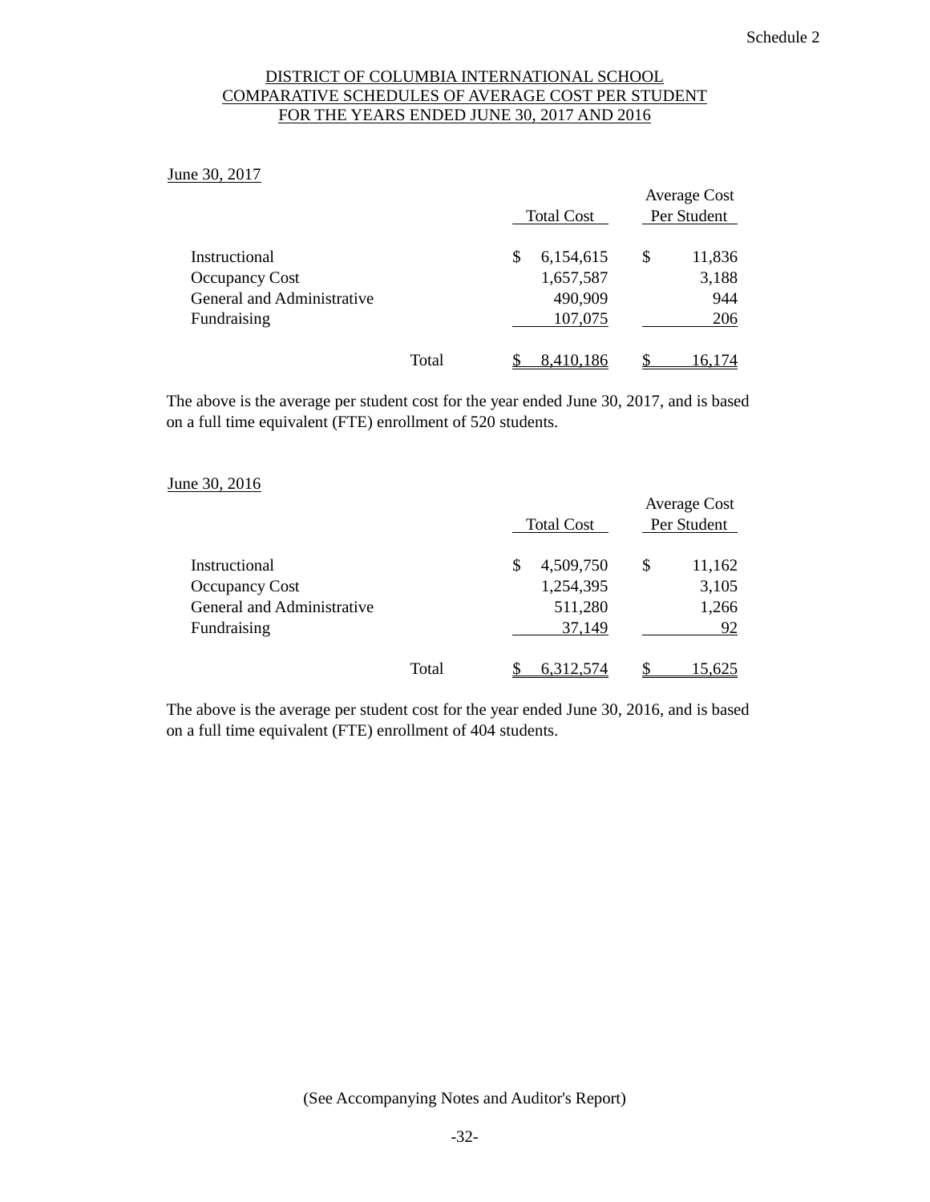Schedule 2

# DISTRICT OF COLUMBIA INTERNATIONAL SCHOOL
## COMPARATIVE SCHEDULES OF AVERAGE COST PER STUDENT
## FOR THE YEARS ENDED JUNE 30, 2017 AND 2016

June 30, 2017

| | Total Cost | Average Cost Per Student |
|---|---|---|
| Instructional | $ 6,154,615 | $ 11,836 |
| Occupancy Cost | 1,657,587 | 3,188 |
| General and Administrative | 490,909 | 944 |
| Fundraising | 107,075 | 206 |
| Total | $ 8,410,186 | $ 16,174 |

The above is the average per student cost for the year ended June 30, 2017, and is based on a full time equivalent (FTE) enrollment of 520 students.

June 30, 2016

| | Total Cost | Average Cost Per Student |
|---|---|---|
| Instructional | $ 4,509,750 | $ 11,162 |
| Occupancy Cost | 1,254,395 | 3,105 |
| General and Administrative | 511,280 | 1,266 |
| Fundraising | 37,149 | 92 |
| Total | $ 6,312,574 | $ 15,625 |

The above is the average per student cost for the year ended June 30, 2016, and is based on a full time equivalent (FTE) enrollment of 404 students.

(See Accompanying Notes and Auditor's Report)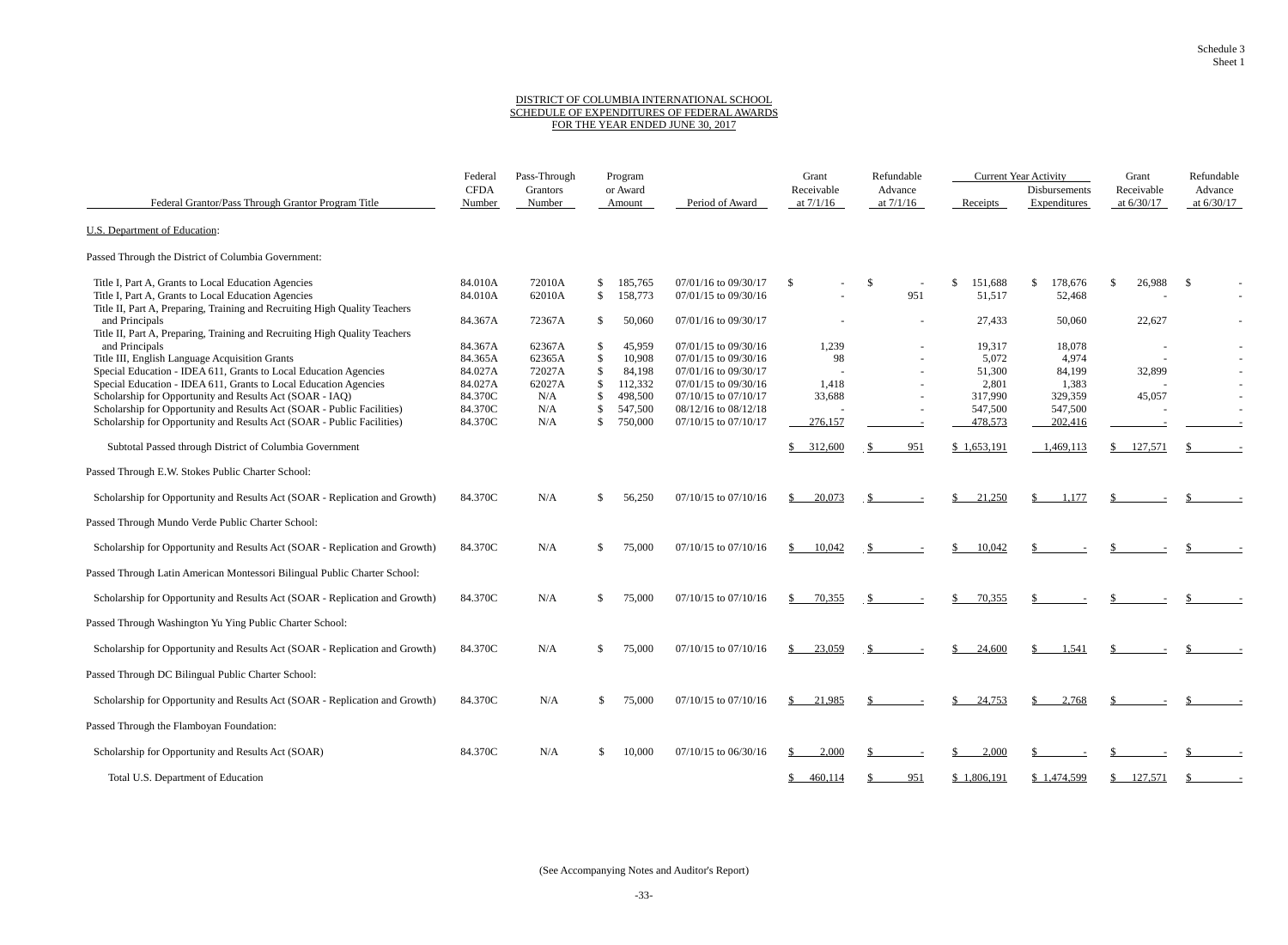Schedule 3
Sheet 1

# DISTRICT OF COLUMBIA INTERNATIONAL SCHOOL
## SCHEDULE OF EXPENDITURES OF FEDERAL AWARDS
## FOR THE YEAR ENDED JUNE 30, 2017

| Federal Grantor/Pass Through Grantor Program Title | Federal CFDA Number | Pass-Through Grantors Number | Program or Award Amount | Period of Award | Grant Receivable at 7/1/16 | Refundable Advance at 7/1/16 | Current Year Activity Receipts | Current Year Activity Disbursements Expenditures | Grant Receivable at 6/30/17 | Refundable Advance at 6/30/17 |
|---|---|---|---|---|---|---|---|---|---|---|
| U.S. Department of Education: | | | | | | | | | | |
| Passed Through the District of Columbia Government: | | | | | | | | | | |
| Title I, Part A, Grants to Local Education Agencies | 84.010A | 72010A | $ 185,765 | 07/01/16 to 09/30/17 | $ - | $ - | $ 151,688 | $ 178,676 | $ 26,988 | $ - |
| Title I, Part A, Grants to Local Education Agencies | 84.010A | 62010A | $ 158,773 | 07/01/15 to 09/30/16 | - | 951 | 51,517 | 52,468 | - | - |
| Title II, Part A, Preparing, Training and Recruiting High Quality Teachers and Principals | 84.367A | 72367A | $ 50,060 | 07/01/16 to 09/30/17 | - | - | 27,433 | 50,060 | 22,627 | - |
| Title II, Part A, Preparing, Training and Recruiting High Quality Teachers and Principals | 84.367A | 62367A | $ 45,959 | 07/01/15 to 09/30/16 | 1,239 | - | 19,317 | 18,078 | - | - |
| Title III, English Language Acquisition Grants | 84.365A | 62365A | $ 10,908 | 07/01/15 to 09/30/16 | 98 | - | 5,072 | 4,974 | - | - |
| Special Education - IDEA 611, Grants to Local Education Agencies | 84.027A | 72027A | $ 84,198 | 07/01/16 to 09/30/17 | - | - | 51,300 | 84,199 | 32,899 | - |
| Special Education - IDEA 611, Grants to Local Education Agencies | 84.027A | 62027A | $ 112,332 | 07/01/15 to 09/30/16 | 1,418 | - | 2,801 | 1,383 | - | - |
| Scholarship for Opportunity and Results Act (SOAR - IAQ) | 84.370C | N/A | $ 498,500 | 07/10/15 to 07/10/17 | 33,688 | - | 317,990 | 329,359 | 45,057 | - |
| Scholarship for Opportunity and Results Act (SOAR - Public Facilities) | 84.370C | N/A | $ 547,500 | 08/12/16 to 08/12/18 | - | - | 547,500 | 547,500 | - | - |
| Scholarship for Opportunity and Results Act (SOAR - Public Facilities) | 84.370C | N/A | $ 750,000 | 07/10/15 to 07/10/17 | 276,157 | - | 478,573 | 202,416 | - | - |
| Subtotal Passed through District of Columbia Government | | | | | $ 312,600 | $ 951 | $ 1,653,191 | 1,469,113 | $ 127,571 | $ - |
| Passed Through E.W. Stokes Public Charter School: | | | | | | | | | | |
| Scholarship for Opportunity and Results Act (SOAR - Replication and Growth) | 84.370C | N/A | $ 56,250 | 07/10/15 to 07/10/16 | $ 20,073 | $ - | $ 21,250 | $ 1,177 | $ - | $ - |
| Passed Through Mundo Verde Public Charter School: | | | | | | | | | | |
| Scholarship for Opportunity and Results Act (SOAR - Replication and Growth) | 84.370C | N/A | $ 75,000 | 07/10/15 to 07/10/16 | $ 10,042 | $ - | $ 10,042 | $ - | $ - | $ - |
| Passed Through Latin American Montessori Bilingual Public Charter School: | | | | | | | | | | |
| Scholarship for Opportunity and Results Act (SOAR - Replication and Growth) | 84.370C | N/A | $ 75,000 | 07/10/15 to 07/10/16 | $ 70,355 | $ - | $ 70,355 | $ - | $ - | $ - |
| Passed Through Washington Yu Ying Public Charter School: | | | | | | | | | | |
| Scholarship for Opportunity and Results Act (SOAR - Replication and Growth) | 84.370C | N/A | $ 75,000 | 07/10/15 to 07/10/16 | $ 23,059 | $ - | $ 24,600 | $ 1,541 | $ - | $ - |
| Passed Through DC Bilingual Public Charter School: | | | | | | | | | | |
| Scholarship for Opportunity and Results Act (SOAR - Replication and Growth) | 84.370C | N/A | $ 75,000 | 07/10/15 to 07/10/16 | $ 21,985 | $ - | $ 24,753 | $ 2,768 | $ - | $ - |
| Passed Through the Flamboyan Foundation: | | | | | | | | | | |
| Scholarship for Opportunity and Results Act (SOAR) | 84.370C | N/A | $ 10,000 | 07/10/15 to 06/30/16 | $ 2,000 | $ - | $ 2,000 | $ - | $ - | $ - |
| Total U.S. Department of Education | | | | | $ 460,114 | $ 951 | $ 1,806,191 | $ 1,474,599 | $ 127,571 | $ - |

(See Accompanying Notes and Auditor's Report)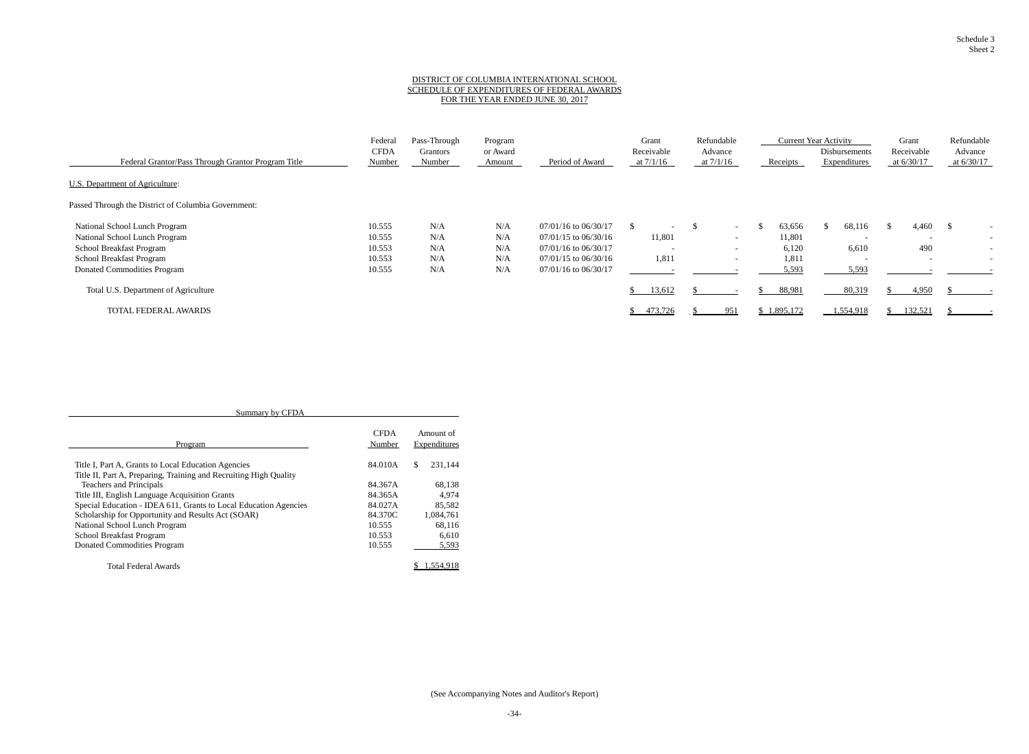Schedule 3
Sheet 2

# DISTRICT OF COLUMBIA INTERNATIONAL SCHOOL
## SCHEDULE OF EXPENDITURES OF FEDERAL AWARDS
### FOR THE YEAR ENDED JUNE 30, 2017

| Federal Grantor/Pass Through Grantor Program Title | Federal CFDA Number | Pass-Through Grantors Number | Program or Award Amount | Period of Award | Grant Receivable at 7/1/16 | Refundable Advance at 7/1/16 | Current Year Activity Receipts | Current Year Activity Disbursements Expenditures | Grant Receivable at 6/30/17 | Refundable Advance at 6/30/17 |
|---|---|---|---|---|---|---|---|---|---|---|
| U.S. Department of Agriculture: | | | | | | | | | | |
| Passed Through the District of Columbia Government: | | | | | | | | | | |
| National School Lunch Program | 10.555 | N/A | N/A | 07/01/16 to 06/30/17 | $ - | $ - | $ 63,656 | $ 68,116 | $ 4,460 | $ - |
| National School Lunch Program | 10.555 | N/A | N/A | 07/01/15 to 06/30/16 | 11,801 | - | 11,801 | - | - | - |
| School Breakfast Program | 10.553 | N/A | N/A | 07/01/16 to 06/30/17 | - | - | 6,120 | 6,610 | 490 | - |
| School Breakfast Program | 10.553 | N/A | N/A | 07/01/15 to 06/30/16 | 1,811 | - | 1,811 | - | - | - |
| Donated Commodities Program | 10.555 | N/A | N/A | 07/01/16 to 06/30/17 | - | - | 5,593 | 5,593 | - | - |
| Total U.S. Department of Agriculture | | | | | $ 13,612 | $ - | $ 88,981 | 80,319 | $ 4,950 | $ - |
| TOTAL FEDERAL AWARDS | | | | | $ 473,726 | $ 951 | $ 1,895,172 | 1,554,918 | $ 132,521 | $ - |

**Summary by CFDA**

| Program | CFDA Number | Amount of Expenditures |
|---|---|---|
| Title I, Part A, Grants to Local Education Agencies | 84.010A | $ 231,144 |
| Title II, Part A, Preparing, Training and Recruiting High Quality Teachers and Principals | 84.367A | 68,138 |
| Title III, English Language Acquisition Grants | 84.365A | 4,974 |
| Special Education - IDEA 611, Grants to Local Education Agencies | 84.027A | 85,582 |
| Scholarship for Opportunity and Results Act (SOAR) | 84.370C | 1,084,761 |
| National School Lunch Program | 10.555 | 68,116 |
| School Breakfast Program | 10.553 | 6,610 |
| Donated Commodities Program | 10.555 | 5,593 |
| Total Federal Awards | | $ 1,554,918 |

(See Accompanying Notes and Auditor's Report)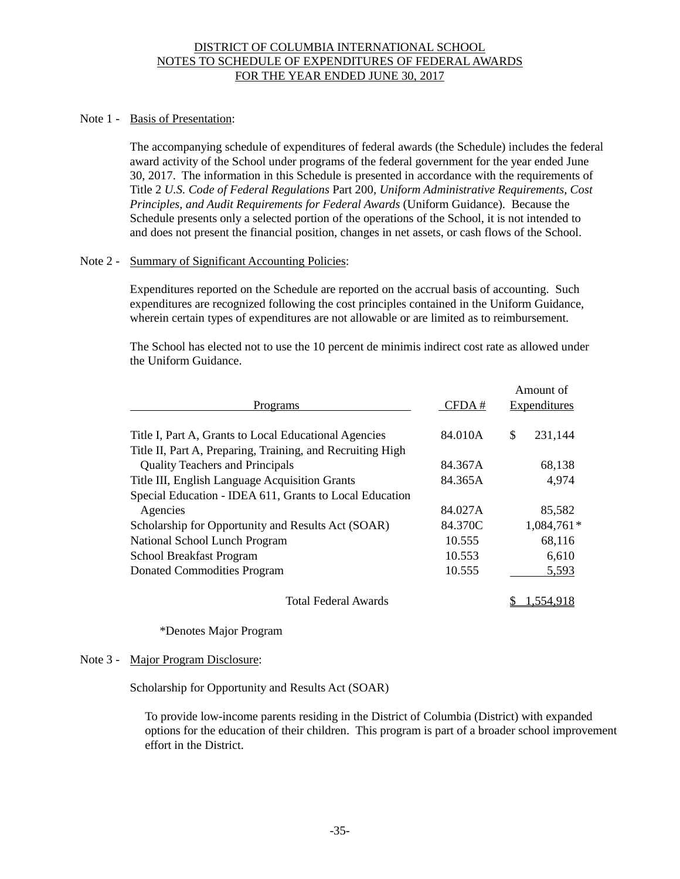# DISTRICT OF COLUMBIA INTERNATIONAL SCHOOL
## NOTES TO SCHEDULE OF EXPENDITURES OF FEDERAL AWARDS
## FOR THE YEAR ENDED JUNE 30, 2017

Note 1 - Basis of Presentation:

The accompanying schedule of expenditures of federal awards (the Schedule) includes the federal award activity of the School under programs of the federal government for the year ended June 30, 2017. The information in this Schedule is presented in accordance with the requirements of Title 2 *U.S. Code of Federal Regulations* Part 200, *Uniform Administrative Requirements, Cost Principles, and Audit Requirements for Federal Awards* (Uniform Guidance). Because the Schedule presents only a selected portion of the operations of the School, it is not intended to and does not present the financial position, changes in net assets, or cash flows of the School.

Note 2 - Summary of Significant Accounting Policies:

Expenditures reported on the Schedule are reported on the accrual basis of accounting. Such expenditures are recognized following the cost principles contained in the Uniform Guidance, wherein certain types of expenditures are not allowable or are limited as to reimbursement.

The School has elected not to use the 10 percent de minimis indirect cost rate as allowed under the Uniform Guidance.

| Programs | CFDA # | Amount of Expenditures |
|---|---|---|
| Title I, Part A, Grants to Local Educational Agencies | 84.010A | $ 231,144 |
| Title II, Part A, Preparing, Training, and Recruiting High Quality Teachers and Principals | 84.367A | 68,138 |
| Title III, English Language Acquisition Grants | 84.365A | 4,974 |
| Special Education - IDEA 611, Grants to Local Education Agencies | 84.027A | 85,582 |
| Scholarship for Opportunity and Results Act (SOAR) | 84.370C | 1,084,761* |
| National School Lunch Program | 10.555 | 68,116 |
| School Breakfast Program | 10.553 | 6,610 |
| Donated Commodities Program | 10.555 | 5,593 |
| Total Federal Awards | | $ 1,554,918 |

*Denotes Major Program

Note 3 - Major Program Disclosure:

Scholarship for Opportunity and Results Act (SOAR)

To provide low-income parents residing in the District of Columbia (District) with expanded options for the education of their children. This program is part of a broader school improvement effort in the District.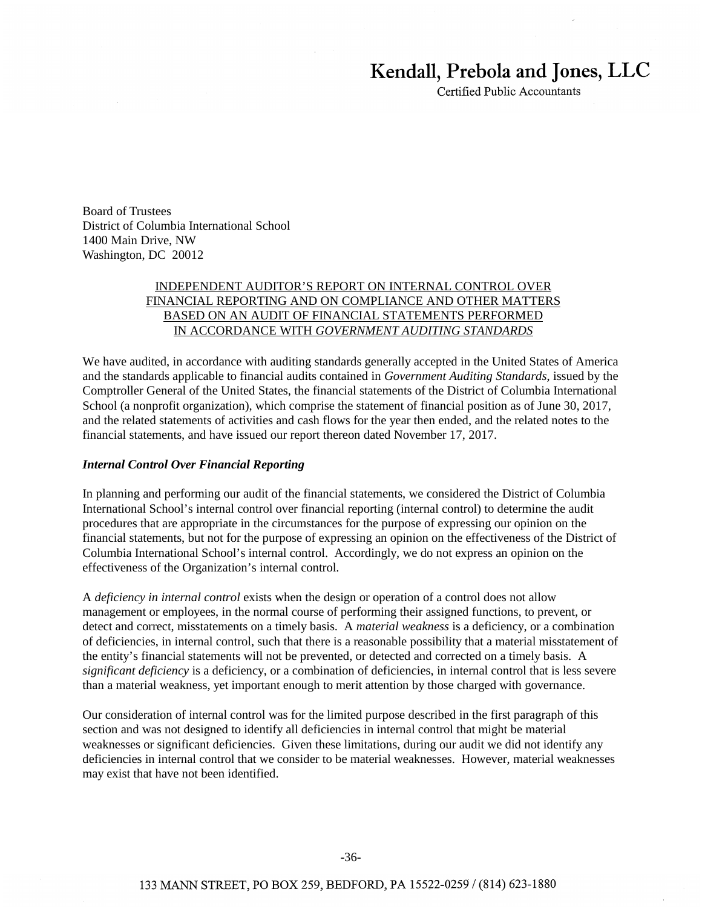# Kendall, Prebola and Jones, LLC

Certified Public Accountants

Board of Trustees
District of Columbia International School
1400 Main Drive, NW
Washington, DC 20012

## INDEPENDENT AUDITOR'S REPORT ON INTERNAL CONTROL OVER FINANCIAL REPORTING AND ON COMPLIANCE AND OTHER MATTERS BASED ON AN AUDIT OF FINANCIAL STATEMENTS PERFORMED IN ACCORDANCE WITH *GOVERNMENT AUDITING STANDARDS*

We have audited, in accordance with auditing standards generally accepted in the United States of America and the standards applicable to financial audits contained in *Government Auditing Standards*, issued by the Comptroller General of the United States, the financial statements of the District of Columbia International School (a nonprofit organization), which comprise the statement of financial position as of June 30, 2017, and the related statements of activities and cash flows for the year then ended, and the related notes to the financial statements, and have issued our report thereon dated November 17, 2017.

***Internal Control Over Financial Reporting***

In planning and performing our audit of the financial statements, we considered the District of Columbia International School's internal control over financial reporting (internal control) to determine the audit procedures that are appropriate in the circumstances for the purpose of expressing our opinion on the financial statements, but not for the purpose of expressing an opinion on the effectiveness of the District of Columbia International School's internal control. Accordingly, we do not express an opinion on the effectiveness of the Organization's internal control.

A *deficiency in internal control* exists when the design or operation of a control does not allow management or employees, in the normal course of performing their assigned functions, to prevent, or detect and correct, misstatements on a timely basis. A *material weakness* is a deficiency, or a combination of deficiencies, in internal control, such that there is a reasonable possibility that a material misstatement of the entity's financial statements will not be prevented, or detected and corrected on a timely basis. A *significant deficiency* is a deficiency, or a combination of deficiencies, in internal control that is less severe than a material weakness, yet important enough to merit attention by those charged with governance.

Our consideration of internal control was for the limited purpose described in the first paragraph of this section and was not designed to identify all deficiencies in internal control that might be material weaknesses or significant deficiencies. Given these limitations, during our audit we did not identify any deficiencies in internal control that we consider to be material weaknesses. However, material weaknesses may exist that have not been identified.

133 MANN STREET, PO BOX 259, BEDFORD, PA 15522-0259 / (814) 623-1880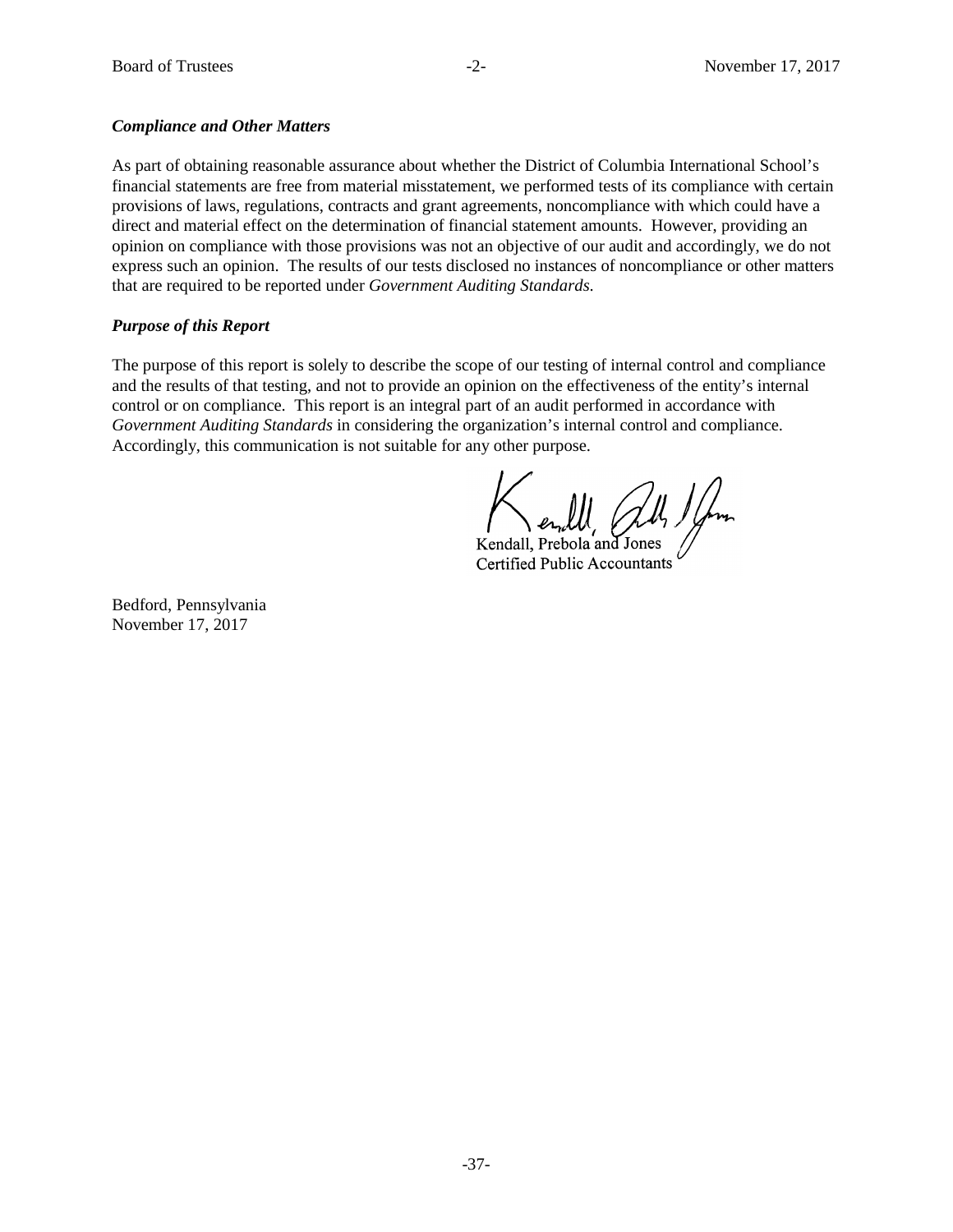***Compliance and Other Matters***

As part of obtaining reasonable assurance about whether the District of Columbia International School's financial statements are free from material misstatement, we performed tests of its compliance with certain provisions of laws, regulations, contracts and grant agreements, noncompliance with which could have a direct and material effect on the determination of financial statement amounts. However, providing an opinion on compliance with those provisions was not an objective of our audit and accordingly, we do not express such an opinion. The results of our tests disclosed no instances of noncompliance or other matters that are required to be reported under *Government Auditing Standards.*

***Purpose of this Report***

The purpose of this report is solely to describe the scope of our testing of internal control and compliance and the results of that testing, and not to provide an opinion on the effectiveness of the entity's internal control or on compliance. This report is an integral part of an audit performed in accordance with *Government Auditing Standards* in considering the organization's internal control and compliance. Accordingly, this communication is not suitable for any other purpose.

Kendall, Prebola and Jones
Certified Public Accountants

Bedford, Pennsylvania
November 17, 2017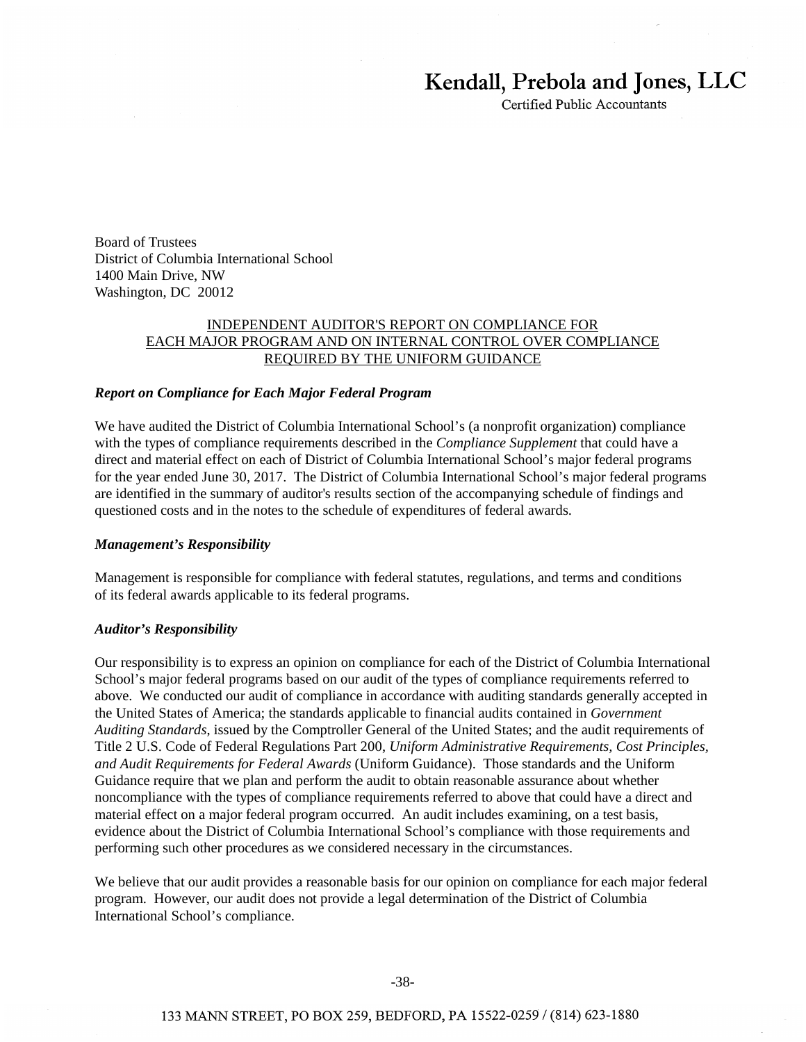**Kendall, Prebola and Jones, LLC**
Certified Public Accountants

Board of Trustees
District of Columbia International School
1400 Main Drive, NW
Washington, DC 20012

## INDEPENDENT AUDITOR'S REPORT ON COMPLIANCE FOR EACH MAJOR PROGRAM AND ON INTERNAL CONTROL OVER COMPLIANCE REQUIRED BY THE UNIFORM GUIDANCE

***Report on Compliance for Each Major Federal Program***

We have audited the District of Columbia International School's (a nonprofit organization) compliance with the types of compliance requirements described in the *Compliance Supplement* that could have a direct and material effect on each of District of Columbia International School's major federal programs for the year ended June 30, 2017. The District of Columbia International School's major federal programs are identified in the summary of auditor's results section of the accompanying schedule of findings and questioned costs and in the notes to the schedule of expenditures of federal awards.

***Management's Responsibility***

Management is responsible for compliance with federal statutes, regulations, and terms and conditions of its federal awards applicable to its federal programs.

***Auditor's Responsibility***

Our responsibility is to express an opinion on compliance for each of the District of Columbia International School's major federal programs based on our audit of the types of compliance requirements referred to above. We conducted our audit of compliance in accordance with auditing standards generally accepted in the United States of America; the standards applicable to financial audits contained in *Government Auditing Standards*, issued by the Comptroller General of the United States; and the audit requirements of Title 2 U.S. Code of Federal Regulations Part 200, *Uniform Administrative Requirements, Cost Principles, and Audit Requirements for Federal Awards* (Uniform Guidance). Those standards and the Uniform Guidance require that we plan and perform the audit to obtain reasonable assurance about whether noncompliance with the types of compliance requirements referred to above that could have a direct and material effect on a major federal program occurred. An audit includes examining, on a test basis, evidence about the District of Columbia International School's compliance with those requirements and performing such other procedures as we considered necessary in the circumstances.

We believe that our audit provides a reasonable basis for our opinion on compliance for each major federal program. However, our audit does not provide a legal determination of the District of Columbia International School's compliance.

133 MANN STREET, PO BOX 259, BEDFORD, PA 15522-0259 / (814) 623-1880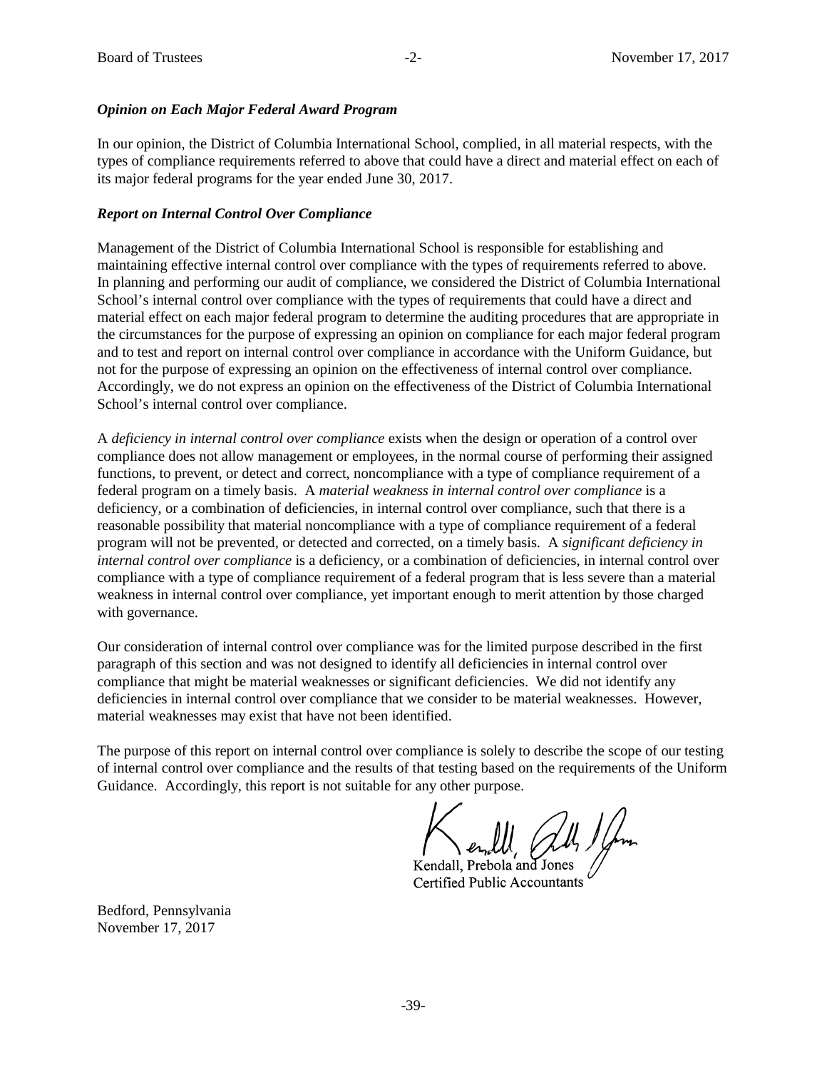### *Opinion on Each Major Federal Award Program*

In our opinion, the District of Columbia International School, complied, in all material respects, with the types of compliance requirements referred to above that could have a direct and material effect on each of its major federal programs for the year ended June 30, 2017.

### *Report on Internal Control Over Compliance*

Management of the District of Columbia International School is responsible for establishing and maintaining effective internal control over compliance with the types of requirements referred to above. In planning and performing our audit of compliance, we considered the District of Columbia International School's internal control over compliance with the types of requirements that could have a direct and material effect on each major federal program to determine the auditing procedures that are appropriate in the circumstances for the purpose of expressing an opinion on compliance for each major federal program and to test and report on internal control over compliance in accordance with the Uniform Guidance, but not for the purpose of expressing an opinion on the effectiveness of internal control over compliance. Accordingly, we do not express an opinion on the effectiveness of the District of Columbia International School's internal control over compliance.

A *deficiency in internal control over compliance* exists when the design or operation of a control over compliance does not allow management or employees, in the normal course of performing their assigned functions, to prevent, or detect and correct, noncompliance with a type of compliance requirement of a federal program on a timely basis. A *material weakness in internal control over compliance* is a deficiency, or a combination of deficiencies, in internal control over compliance, such that there is a reasonable possibility that material noncompliance with a type of compliance requirement of a federal program will not be prevented, or detected and corrected, on a timely basis. A *significant deficiency in internal control over compliance* is a deficiency, or a combination of deficiencies, in internal control over compliance with a type of compliance requirement of a federal program that is less severe than a material weakness in internal control over compliance, yet important enough to merit attention by those charged with governance.

Our consideration of internal control over compliance was for the limited purpose described in the first paragraph of this section and was not designed to identify all deficiencies in internal control over compliance that might be material weaknesses or significant deficiencies. We did not identify any deficiencies in internal control over compliance that we consider to be material weaknesses. However, material weaknesses may exist that have not been identified.

The purpose of this report on internal control over compliance is solely to describe the scope of our testing of internal control over compliance and the results of that testing based on the requirements of the Uniform Guidance. Accordingly, this report is not suitable for any other purpose.

Kendall, Prebola and Jones
Certified Public Accountants

Bedford, Pennsylvania
November 17, 2017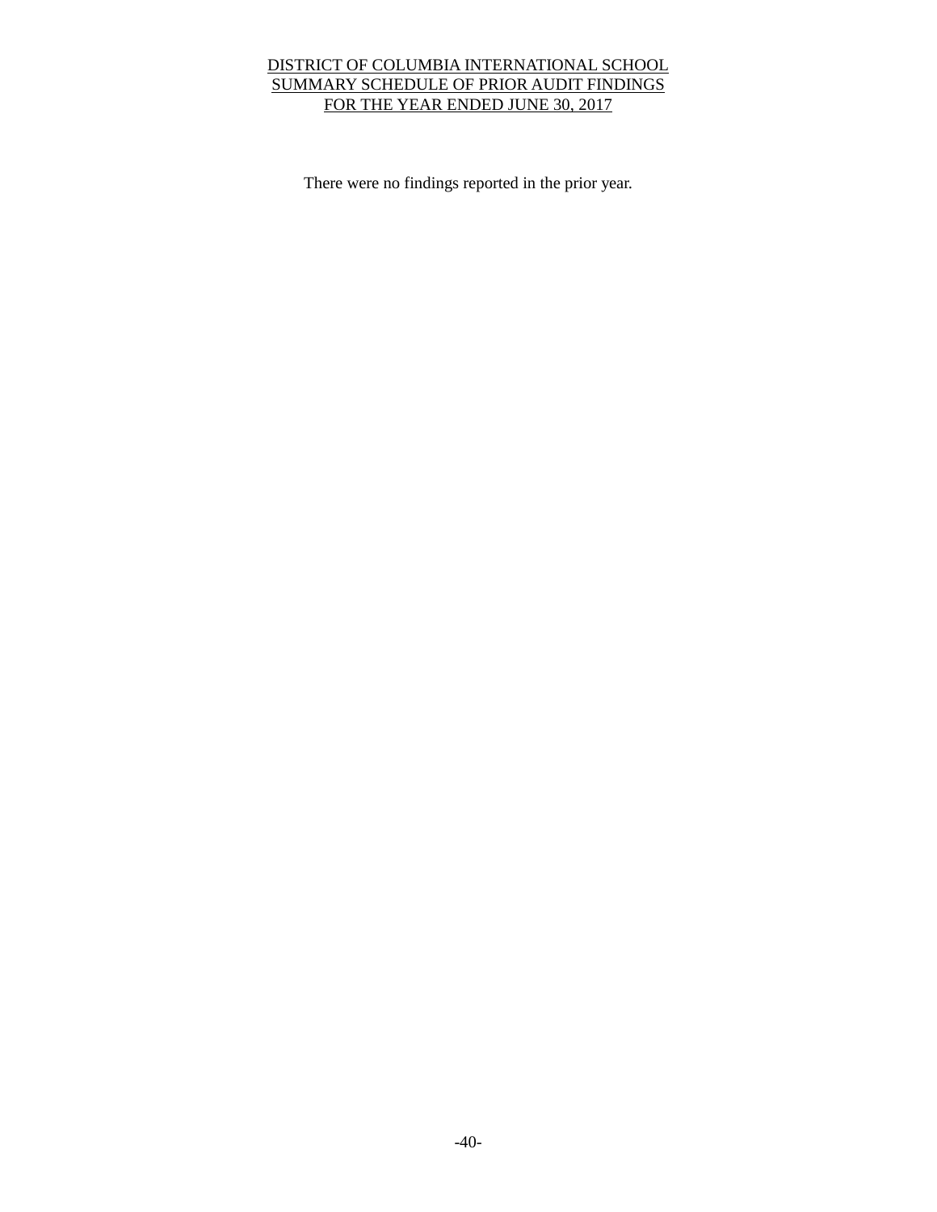# DISTRICT OF COLUMBIA INTERNATIONAL SCHOOL
## SUMMARY SCHEDULE OF PRIOR AUDIT FINDINGS
## FOR THE YEAR ENDED JUNE 30, 2017

There were no findings reported in the prior year.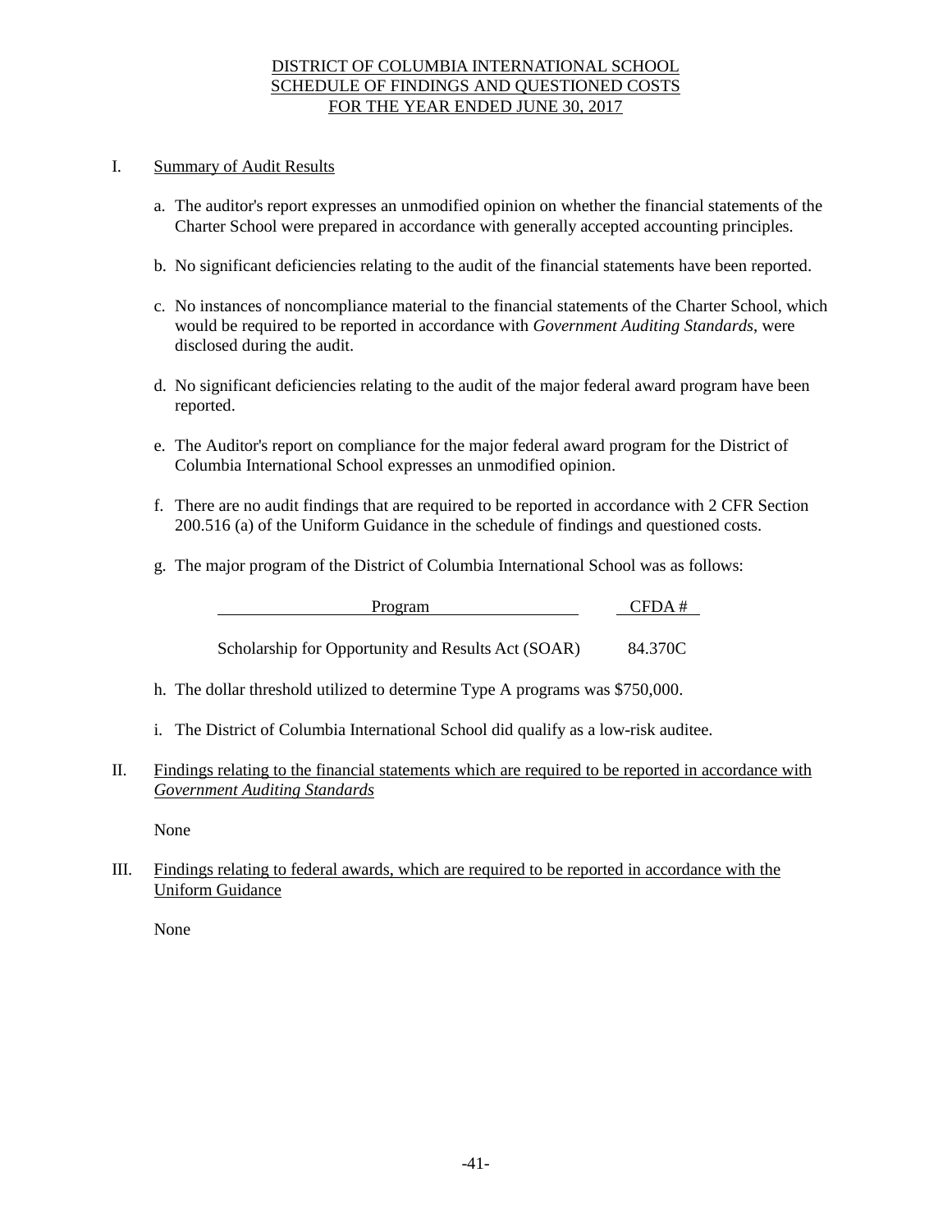# DISTRICT OF COLUMBIA INTERNATIONAL SCHOOL
## SCHEDULE OF FINDINGS AND QUESTIONED COSTS
## FOR THE YEAR ENDED JUNE 30, 2017

I. Summary of Audit Results

a. The auditor's report expresses an unmodified opinion on whether the financial statements of the Charter School were prepared in accordance with generally accepted accounting principles.

b. No significant deficiencies relating to the audit of the financial statements have been reported.

c. No instances of noncompliance material to the financial statements of the Charter School, which would be required to be reported in accordance with *Government Auditing Standards*, were disclosed during the audit.

d. No significant deficiencies relating to the audit of the major federal award program have been reported.

e. The Auditor's report on compliance for the major federal award program for the District of Columbia International School expresses an unmodified opinion.

f. There are no audit findings that are required to be reported in accordance with 2 CFR Section 200.516 (a) of the Uniform Guidance in the schedule of findings and questioned costs.

g. The major program of the District of Columbia International School was as follows:

| Program | CFDA # |
|---|---|
| Scholarship for Opportunity and Results Act (SOAR) | 84.370C |

h. The dollar threshold utilized to determine Type A programs was $750,000.

i. The District of Columbia International School did qualify as a low-risk auditee.

II. Findings relating to the financial statements which are required to be reported in accordance with *Government Auditing Standards*

None

III. Findings relating to federal awards, which are required to be reported in accordance with the Uniform Guidance

None